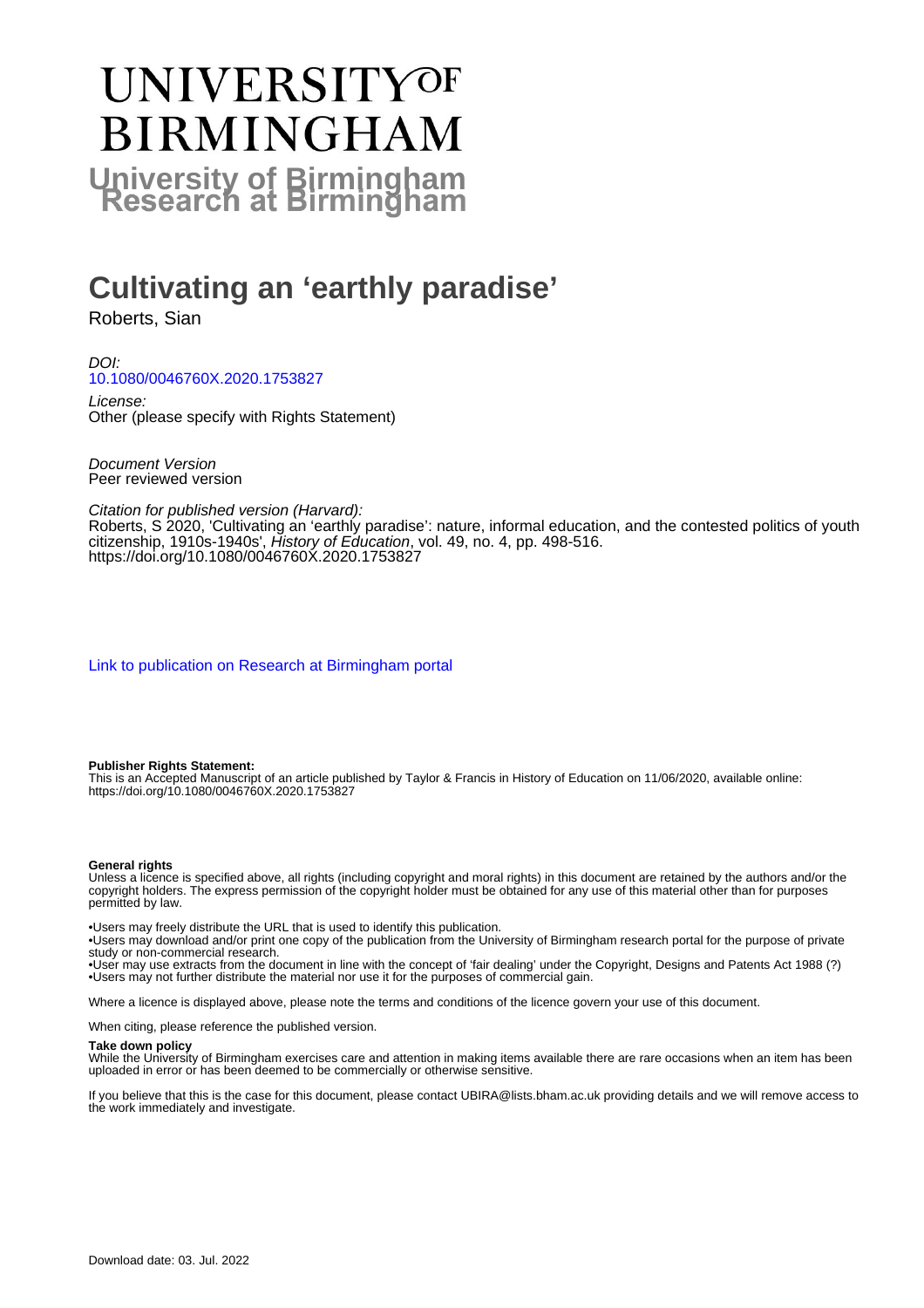# UNIVERSITY OF BIRMINGHAM

# University of Birmingham Research at Birmingham

## Cultivating an 'earthly paradise'

Roberts, Sian

*DOI:*
10.1080/0046760X.2020.1753827

*License:*
Other (please specify with Rights Statement)

*Document Version*
Peer reviewed version

*Citation for published version (Harvard):*
Roberts, S 2020, 'Cultivating an 'earthly paradise': nature, informal education, and the contested politics of youth citizenship, 1910s-1940s', *History of Education*, vol. 49, no. 4, pp. 498-516.
https://doi.org/10.1080/0046760X.2020.1753827

Link to publication on Research at Birmingham portal

**Publisher Rights Statement:**
This is an Accepted Manuscript of an article published by Taylor & Francis in History of Education on 11/06/2020, available online: https://doi.org/10.1080/0046760X.2020.1753827

**General rights**
Unless a licence is specified above, all rights (including copyright and moral rights) in this document are retained by the authors and/or the copyright holders. The express permission of the copyright holder must be obtained for any use of this material other than for purposes permitted by law.

•Users may freely distribute the URL that is used to identify this publication.
•Users may download and/or print one copy of the publication from the University of Birmingham research portal for the purpose of private study or non-commercial research.
•User may use extracts from the document in line with the concept of 'fair dealing' under the Copyright, Designs and Patents Act 1988 (?)
•Users may not further distribute the material nor use it for the purposes of commercial gain.

Where a licence is displayed above, please note the terms and conditions of the licence govern your use of this document.

When citing, please reference the published version.

**Take down policy**
While the University of Birmingham exercises care and attention in making items available there are rare occasions when an item has been uploaded in error or has been deemed to be commercially or otherwise sensitive.

If you believe that this is the case for this document, please contact UBIRA@lists.bham.ac.uk providing details and we will remove access to the work immediately and investigate.

Download date: 03. Jul. 2022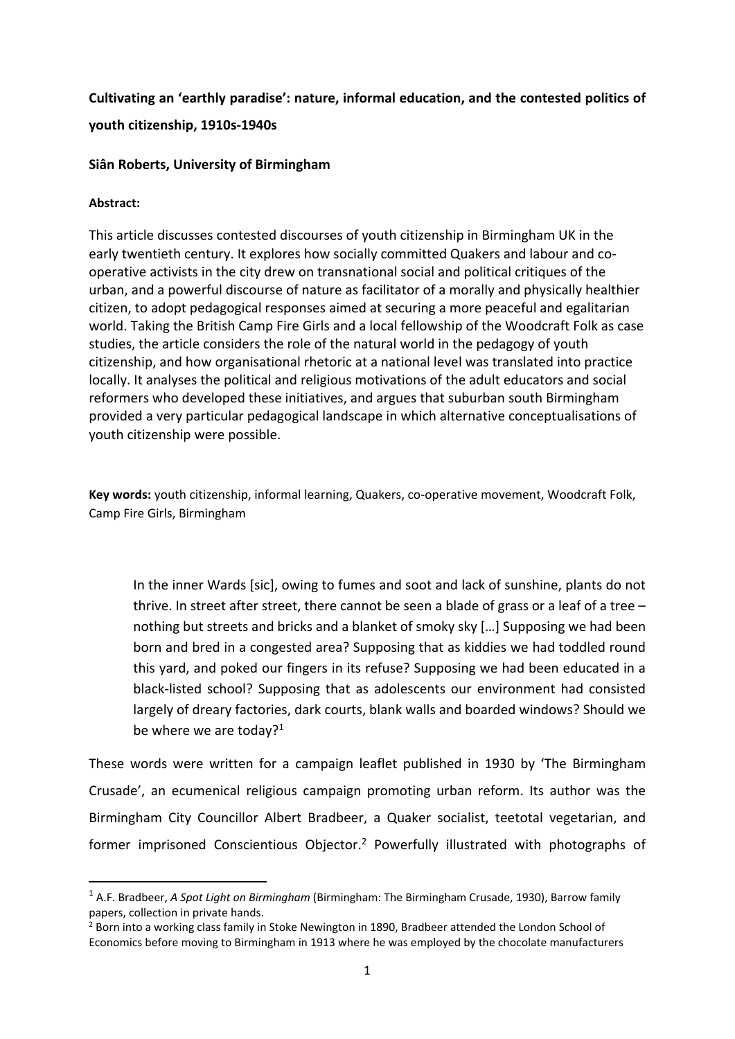**Cultivating an 'earthly paradise': nature, informal education, and the contested politics of youth citizenship, 1910s-1940s**

**Siân Roberts, University of Birmingham**

**Abstract:**

This article discusses contested discourses of youth citizenship in Birmingham UK in the early twentieth century. It explores how socially committed Quakers and labour and co-operative activists in the city drew on transnational social and political critiques of the urban, and a powerful discourse of nature as facilitator of a morally and physically healthier citizen, to adopt pedagogical responses aimed at securing a more peaceful and egalitarian world. Taking the British Camp Fire Girls and a local fellowship of the Woodcraft Folk as case studies, the article considers the role of the natural world in the pedagogy of youth citizenship, and how organisational rhetoric at a national level was translated into practice locally. It analyses the political and religious motivations of the adult educators and social reformers who developed these initiatives, and argues that suburban south Birmingham provided a very particular pedagogical landscape in which alternative conceptualisations of youth citizenship were possible.

**Key words:** youth citizenship, informal learning, Quakers, co-operative movement, Woodcraft Folk, Camp Fire Girls, Birmingham

> In the inner Wards [sic], owing to fumes and soot and lack of sunshine, plants do not thrive. In street after street, there cannot be seen a blade of grass or a leaf of a tree – nothing but streets and bricks and a blanket of smoky sky […] Supposing we had been born and bred in a congested area? Supposing that as kiddies we had toddled round this yard, and poked our fingers in its refuse? Supposing we had been educated in a black-listed school? Supposing that as adolescents our environment had consisted largely of dreary factories, dark courts, blank walls and boarded windows? Should we be where we are today?[1]

These words were written for a campaign leaflet published in 1930 by 'The Birmingham Crusade', an ecumenical religious campaign promoting urban reform. Its author was the Birmingham City Councillor Albert Bradbeer, a Quaker socialist, teetotal vegetarian, and former imprisoned Conscientious Objector.[2] Powerfully illustrated with photographs of

---

[1] A.F. Bradbeer, *A Spot Light on Birmingham* (Birmingham: The Birmingham Crusade, 1930), Barrow family papers, collection in private hands.

[2] Born into a working class family in Stoke Newington in 1890, Bradbeer attended the London School of Economics before moving to Birmingham in 1913 where he was employed by the chocolate manufacturers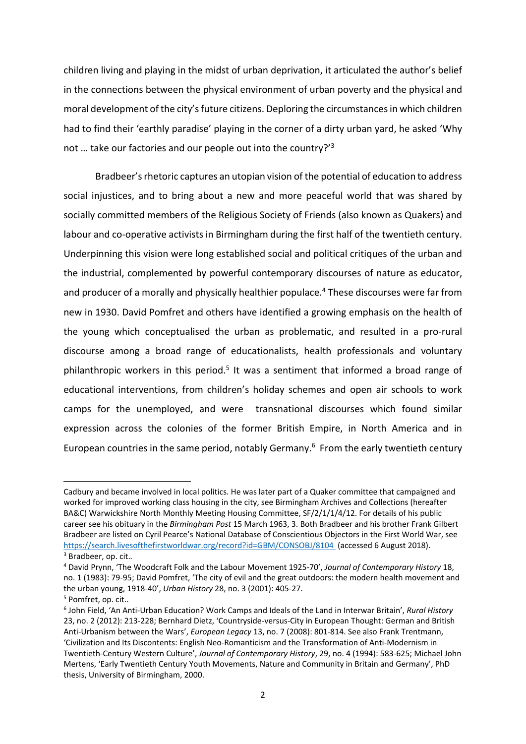children living and playing in the midst of urban deprivation, it articulated the author's belief in the connections between the physical environment of urban poverty and the physical and moral development of the city's future citizens. Deploring the circumstances in which children had to find their 'earthly paradise' playing in the corner of a dirty urban yard, he asked 'Why not … take our factories and our people out into the country?'[3]

Bradbeer's rhetoric captures an utopian vision of the potential of education to address social injustices, and to bring about a new and more peaceful world that was shared by socially committed members of the Religious Society of Friends (also known as Quakers) and labour and co-operative activists in Birmingham during the first half of the twentieth century. Underpinning this vision were long established social and political critiques of the urban and the industrial, complemented by powerful contemporary discourses of nature as educator, and producer of a morally and physically healthier populace.[4] These discourses were far from new in 1930. David Pomfret and others have identified a growing emphasis on the health of the young which conceptualised the urban as problematic, and resulted in a pro-rural discourse among a broad range of educationalists, health professionals and voluntary philanthropic workers in this period.[5] It was a sentiment that informed a broad range of educational interventions, from children's holiday schemes and open air schools to work camps for the unemployed, and were transnational discourses which found similar expression across the colonies of the former British Empire, in North America and in European countries in the same period, notably Germany.[6] From the early twentieth century

---

Cadbury and became involved in local politics. He was later part of a Quaker committee that campaigned and worked for improved working class housing in the city, see Birmingham Archives and Collections (hereafter BA&C) Warwickshire North Monthly Meeting Housing Committee, SF/2/1/1/4/12. For details of his public career see his obituary in the *Birmingham Post* 15 March 1963, 3. Both Bradbeer and his brother Frank Gilbert Bradbeer are listed on Cyril Pearce's National Database of Conscientious Objectors in the First World War, see https://search.livesofthefirstworldwar.org/record?id=GBM/CONSOBJ/8104 (accessed 6 August 2018).

[3] Bradbeer, op. cit..

[4] David Prynn, 'The Woodcraft Folk and the Labour Movement 1925-70', *Journal of Contemporary History* 18, no. 1 (1983): 79-95; David Pomfret, 'The city of evil and the great outdoors: the modern health movement and the urban young, 1918-40', *Urban History* 28, no. 3 (2001): 405-27.

[5] Pomfret, op. cit..

[6] John Field, 'An Anti-Urban Education? Work Camps and Ideals of the Land in Interwar Britain', *Rural History* 23, no. 2 (2012): 213-228; Bernhard Dietz, 'Countryside-versus-City in European Thought: German and British Anti-Urbanism between the Wars', *European Legacy* 13, no. 7 (2008): 801-814. See also Frank Trentmann, 'Civilization and Its Discontents: English Neo-Romanticism and the Transformation of Anti-Modernism in Twentieth-Century Western Culture', *Journal of Contemporary History*, 29, no. 4 (1994): 583-625; Michael John Mertens, 'Early Twentieth Century Youth Movements, Nature and Community in Britain and Germany', PhD thesis, University of Birmingham, 2000.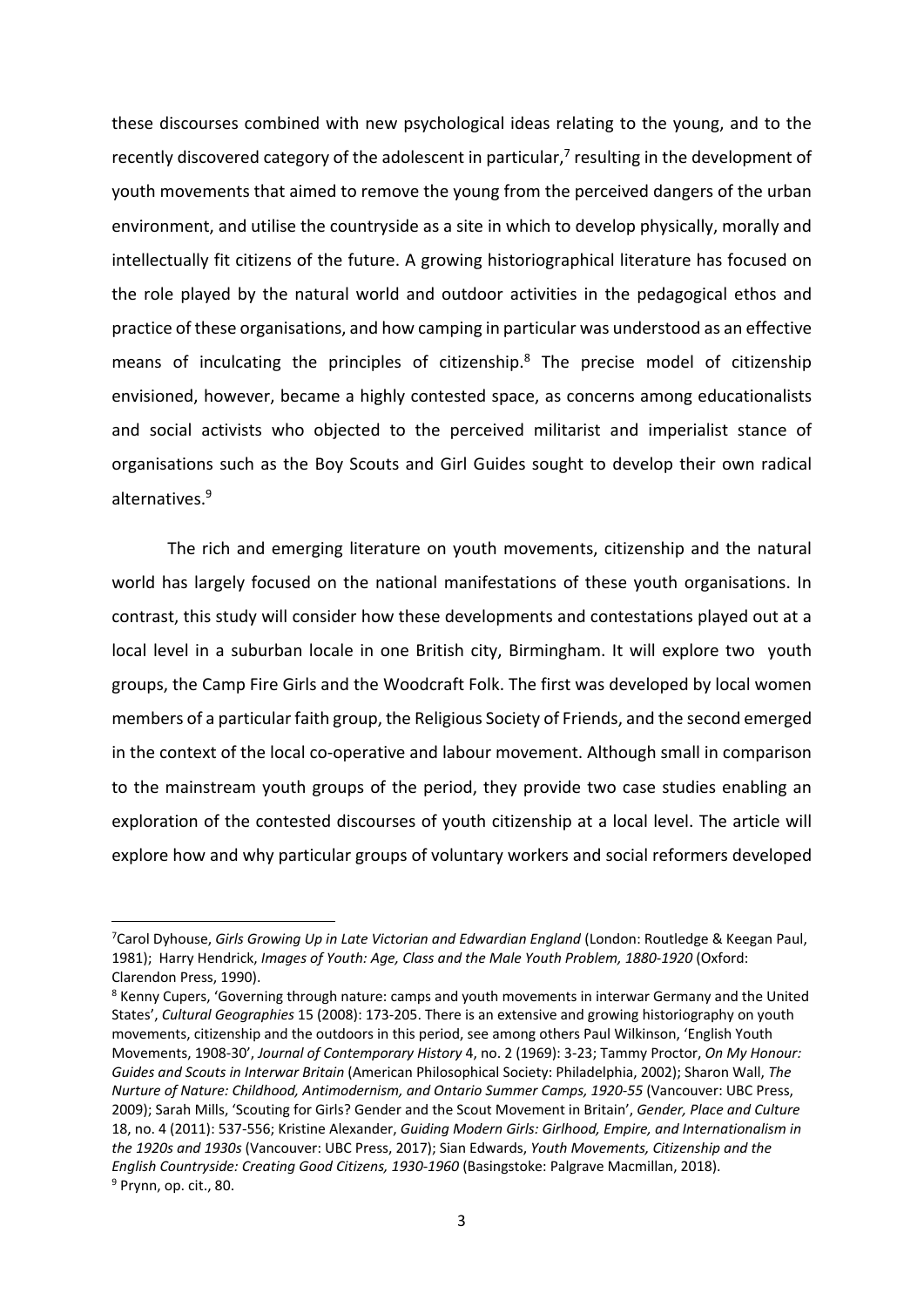these discourses combined with new psychological ideas relating to the young, and to the recently discovered category of the adolescent in particular,[7] resulting in the development of youth movements that aimed to remove the young from the perceived dangers of the urban environment, and utilise the countryside as a site in which to develop physically, morally and intellectually fit citizens of the future. A growing historiographical literature has focused on the role played by the natural world and outdoor activities in the pedagogical ethos and practice of these organisations, and how camping in particular was understood as an effective means of inculcating the principles of citizenship.[8] The precise model of citizenship envisioned, however, became a highly contested space, as concerns among educationalists and social activists who objected to the perceived militarist and imperialist stance of organisations such as the Boy Scouts and Girl Guides sought to develop their own radical alternatives.[9]

The rich and emerging literature on youth movements, citizenship and the natural world has largely focused on the national manifestations of these youth organisations. In contrast, this study will consider how these developments and contestations played out at a local level in a suburban locale in one British city, Birmingham. It will explore two youth groups, the Camp Fire Girls and the Woodcraft Folk. The first was developed by local women members of a particular faith group, the Religious Society of Friends, and the second emerged in the context of the local co-operative and labour movement. Although small in comparison to the mainstream youth groups of the period, they provide two case studies enabling an exploration of the contested discourses of youth citizenship at a local level. The article will explore how and why particular groups of voluntary workers and social reformers developed

---

[7]Carol Dyhouse, *Girls Growing Up in Late Victorian and Edwardian England* (London: Routledge & Keegan Paul, 1981); Harry Hendrick, *Images of Youth: Age, Class and the Male Youth Problem, 1880-1920* (Oxford: Clarendon Press, 1990).

[8] Kenny Cupers, 'Governing through nature: camps and youth movements in interwar Germany and the United States', *Cultural Geographies* 15 (2008): 173-205. There is an extensive and growing historiography on youth movements, citizenship and the outdoors in this period, see among others Paul Wilkinson, 'English Youth Movements, 1908-30', *Journal of Contemporary History* 4, no. 2 (1969): 3-23; Tammy Proctor, *On My Honour: Guides and Scouts in Interwar Britain* (American Philosophical Society: Philadelphia, 2002); Sharon Wall, *The Nurture of Nature: Childhood, Antimodernism, and Ontario Summer Camps, 1920-55* (Vancouver: UBC Press, 2009); Sarah Mills, 'Scouting for Girls? Gender and the Scout Movement in Britain', *Gender, Place and Culture* 18, no. 4 (2011): 537-556; Kristine Alexander, *Guiding Modern Girls: Girlhood, Empire, and Internationalism in the 1920s and 1930s* (Vancouver: UBC Press, 2017); Sian Edwards, *Youth Movements, Citizenship and the English Countryside: Creating Good Citizens, 1930-1960* (Basingstoke: Palgrave Macmillan, 2018).

[9] Prynn, op. cit., 80.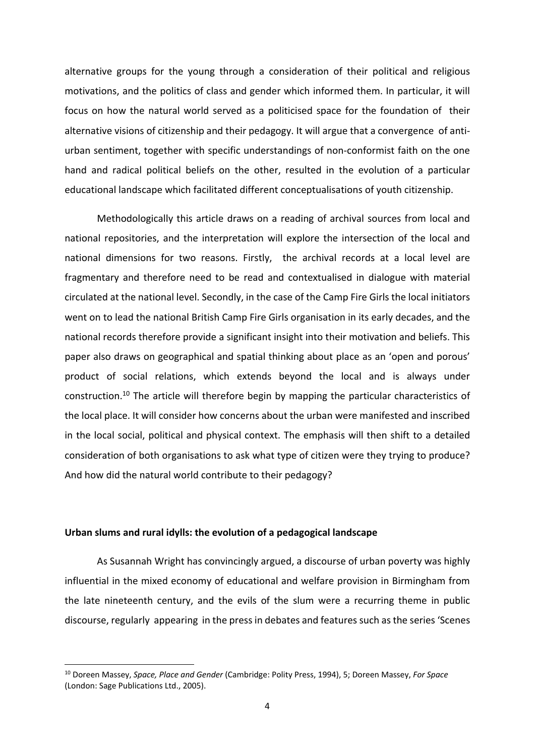alternative groups for the young through a consideration of their political and religious motivations, and the politics of class and gender which informed them. In particular, it will focus on how the natural world served as a politicised space for the foundation of their alternative visions of citizenship and their pedagogy. It will argue that a convergence of anti-urban sentiment, together with specific understandings of non-conformist faith on the one hand and radical political beliefs on the other, resulted in the evolution of a particular educational landscape which facilitated different conceptualisations of youth citizenship.

Methodologically this article draws on a reading of archival sources from local and national repositories, and the interpretation will explore the intersection of the local and national dimensions for two reasons. Firstly, the archival records at a local level are fragmentary and therefore need to be read and contextualised in dialogue with material circulated at the national level. Secondly, in the case of the Camp Fire Girls the local initiators went on to lead the national British Camp Fire Girls organisation in its early decades, and the national records therefore provide a significant insight into their motivation and beliefs. This paper also draws on geographical and spatial thinking about place as an 'open and porous' product of social relations, which extends beyond the local and is always under construction.[10] The article will therefore begin by mapping the particular characteristics of the local place. It will consider how concerns about the urban were manifested and inscribed in the local social, political and physical context. The emphasis will then shift to a detailed consideration of both organisations to ask what type of citizen were they trying to produce? And how did the natural world contribute to their pedagogy?

## Urban slums and rural idylls: the evolution of a pedagogical landscape

As Susannah Wright has convincingly argued, a discourse of urban poverty was highly influential in the mixed economy of educational and welfare provision in Birmingham from the late nineteenth century, and the evils of the slum were a recurring theme in public discourse, regularly appearing in the press in debates and features such as the series 'Scenes

---

[10] Doreen Massey, *Space, Place and Gender* (Cambridge: Polity Press, 1994), 5; Doreen Massey, *For Space* (London: Sage Publications Ltd., 2005).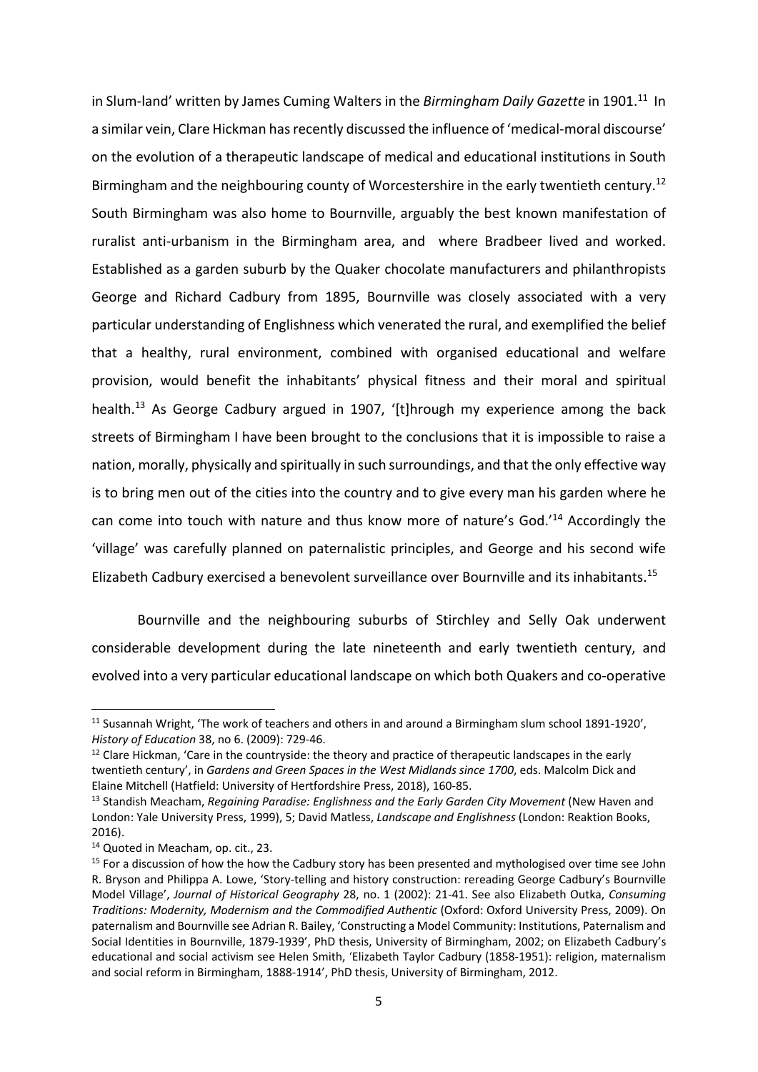in Slum-land' written by James Cuming Walters in the *Birmingham Daily Gazette* in 1901.[11] In a similar vein, Clare Hickman has recently discussed the influence of 'medical-moral discourse' on the evolution of a therapeutic landscape of medical and educational institutions in South Birmingham and the neighbouring county of Worcestershire in the early twentieth century.[12] South Birmingham was also home to Bournville, arguably the best known manifestation of ruralist anti-urbanism in the Birmingham area, and where Bradbeer lived and worked. Established as a garden suburb by the Quaker chocolate manufacturers and philanthropists George and Richard Cadbury from 1895, Bournville was closely associated with a very particular understanding of Englishness which venerated the rural, and exemplified the belief that a healthy, rural environment, combined with organised educational and welfare provision, would benefit the inhabitants' physical fitness and their moral and spiritual health.[13] As George Cadbury argued in 1907, '[t]hrough my experience among the back streets of Birmingham I have been brought to the conclusions that it is impossible to raise a nation, morally, physically and spiritually in such surroundings, and that the only effective way is to bring men out of the cities into the country and to give every man his garden where he can come into touch with nature and thus know more of nature's God.'[14] Accordingly the 'village' was carefully planned on paternalistic principles, and George and his second wife Elizabeth Cadbury exercised a benevolent surveillance over Bournville and its inhabitants.[15]

Bournville and the neighbouring suburbs of Stirchley and Selly Oak underwent considerable development during the late nineteenth and early twentieth century, and evolved into a very particular educational landscape on which both Quakers and co-operative

---

[11] Susannah Wright, 'The work of teachers and others in and around a Birmingham slum school 1891-1920', *History of Education* 38, no 6. (2009): 729-46.

[12] Clare Hickman, 'Care in the countryside: the theory and practice of therapeutic landscapes in the early twentieth century', in *Gardens and Green Spaces in the West Midlands since 1700*, eds. Malcolm Dick and Elaine Mitchell (Hatfield: University of Hertfordshire Press, 2018), 160-85.

[13] Standish Meacham, *Regaining Paradise: Englishness and the Early Garden City Movement* (New Haven and London: Yale University Press, 1999), 5; David Matless, *Landscape and Englishness* (London: Reaktion Books, 2016).

[14] Quoted in Meacham, op. cit., 23.

[15] For a discussion of how the how the Cadbury story has been presented and mythologised over time see John R. Bryson and Philippa A. Lowe, 'Story-telling and history construction: rereading George Cadbury's Bournville Model Village', *Journal of Historical Geography* 28, no. 1 (2002): 21-41. See also Elizabeth Outka, *Consuming Traditions: Modernity, Modernism and the Commodified Authentic* (Oxford: Oxford University Press, 2009). On paternalism and Bournville see Adrian R. Bailey, 'Constructing a Model Community: Institutions, Paternalism and Social Identities in Bournville, 1879-1939', PhD thesis, University of Birmingham, 2002; on Elizabeth Cadbury's educational and social activism see Helen Smith, 'Elizabeth Taylor Cadbury (1858-1951): religion, maternalism and social reform in Birmingham, 1888-1914', PhD thesis, University of Birmingham, 2012.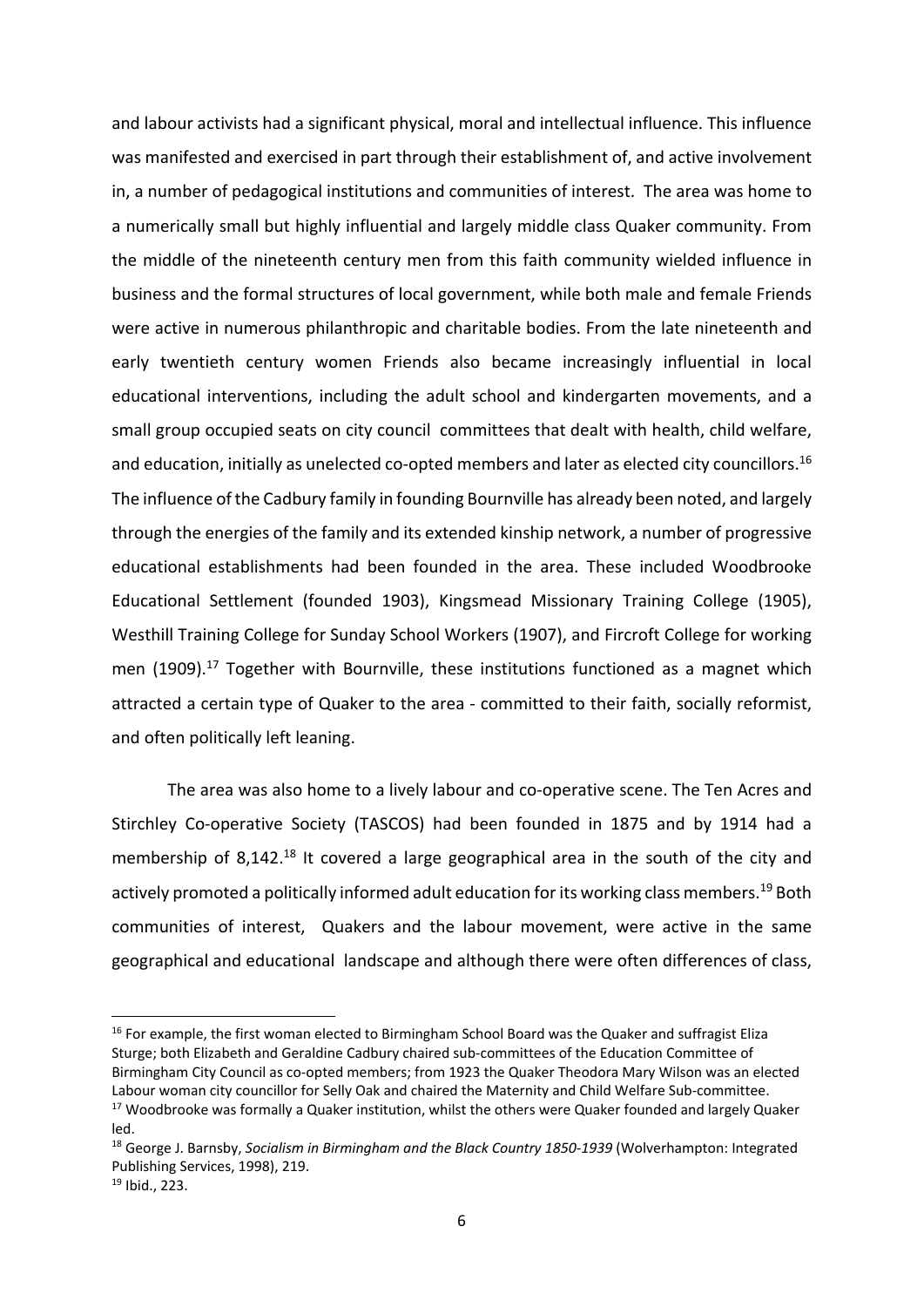and labour activists had a significant physical, moral and intellectual influence. This influence was manifested and exercised in part through their establishment of, and active involvement in, a number of pedagogical institutions and communities of interest. The area was home to a numerically small but highly influential and largely middle class Quaker community. From the middle of the nineteenth century men from this faith community wielded influence in business and the formal structures of local government, while both male and female Friends were active in numerous philanthropic and charitable bodies. From the late nineteenth and early twentieth century women Friends also became increasingly influential in local educational interventions, including the adult school and kindergarten movements, and a small group occupied seats on city council committees that dealt with health, child welfare, and education, initially as unelected co-opted members and later as elected city councillors.[16] The influence of the Cadbury family in founding Bournville has already been noted, and largely through the energies of the family and its extended kinship network, a number of progressive educational establishments had been founded in the area. These included Woodbrooke Educational Settlement (founded 1903), Kingsmead Missionary Training College (1905), Westhill Training College for Sunday School Workers (1907), and Fircroft College for working men (1909).[17] Together with Bournville, these institutions functioned as a magnet which attracted a certain type of Quaker to the area - committed to their faith, socially reformist, and often politically left leaning.

The area was also home to a lively labour and co-operative scene. The Ten Acres and Stirchley Co-operative Society (TASCOS) had been founded in 1875 and by 1914 had a membership of 8,142.[18] It covered a large geographical area in the south of the city and actively promoted a politically informed adult education for its working class members.[19] Both communities of interest, Quakers and the labour movement, were active in the same geographical and educational landscape and although there were often differences of class,

---

[16] For example, the first woman elected to Birmingham School Board was the Quaker and suffragist Eliza Sturge; both Elizabeth and Geraldine Cadbury chaired sub-committees of the Education Committee of Birmingham City Council as co-opted members; from 1923 the Quaker Theodora Mary Wilson was an elected Labour woman city councillor for Selly Oak and chaired the Maternity and Child Welfare Sub-committee.

[17] Woodbrooke was formally a Quaker institution, whilst the others were Quaker founded and largely Quaker led.

[18] George J. Barnsby, *Socialism in Birmingham and the Black Country 1850-1939* (Wolverhampton: Integrated Publishing Services, 1998), 219.

[19] Ibid., 223.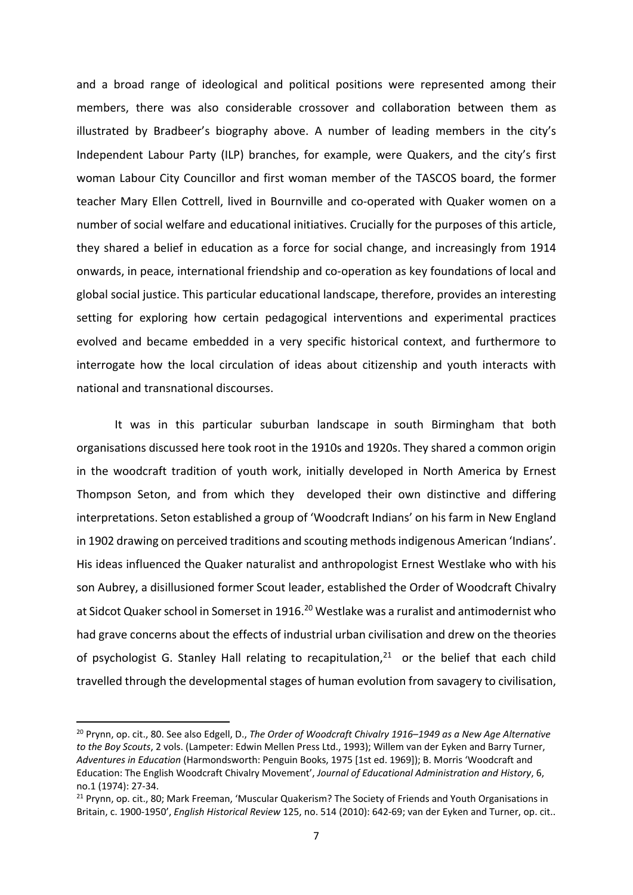and a broad range of ideological and political positions were represented among their members, there was also considerable crossover and collaboration between them as illustrated by Bradbeer's biography above. A number of leading members in the city's Independent Labour Party (ILP) branches, for example, were Quakers, and the city's first woman Labour City Councillor and first woman member of the TASCOS board, the former teacher Mary Ellen Cottrell, lived in Bournville and co-operated with Quaker women on a number of social welfare and educational initiatives. Crucially for the purposes of this article, they shared a belief in education as a force for social change, and increasingly from 1914 onwards, in peace, international friendship and co-operation as key foundations of local and global social justice. This particular educational landscape, therefore, provides an interesting setting for exploring how certain pedagogical interventions and experimental practices evolved and became embedded in a very specific historical context, and furthermore to interrogate how the local circulation of ideas about citizenship and youth interacts with national and transnational discourses.

It was in this particular suburban landscape in south Birmingham that both organisations discussed here took root in the 1910s and 1920s. They shared a common origin in the woodcraft tradition of youth work, initially developed in North America by Ernest Thompson Seton, and from which they developed their own distinctive and differing interpretations. Seton established a group of 'Woodcraft Indians' on his farm in New England in 1902 drawing on perceived traditions and scouting methods indigenous American 'Indians'. His ideas influenced the Quaker naturalist and anthropologist Ernest Westlake who with his son Aubrey, a disillusioned former Scout leader, established the Order of Woodcraft Chivalry at Sidcot Quaker school in Somerset in 1916.[20] Westlake was a ruralist and antimodernist who had grave concerns about the effects of industrial urban civilisation and drew on the theories of psychologist G. Stanley Hall relating to recapitulation,[21] or the belief that each child travelled through the developmental stages of human evolution from savagery to civilisation,

---

[20] Prynn, op. cit., 80. See also Edgell, D., *The Order of Woodcraft Chivalry 1916–1949 as a New Age Alternative to the Boy Scouts*, 2 vols. (Lampeter: Edwin Mellen Press Ltd., 1993); Willem van der Eyken and Barry Turner, *Adventures in Education* (Harmondsworth: Penguin Books, 1975 [1st ed. 1969]); B. Morris 'Woodcraft and Education: The English Woodcraft Chivalry Movement', *Journal of Educational Administration and History*, 6, no.1 (1974): 27-34.

[21] Prynn, op. cit., 80; Mark Freeman, 'Muscular Quakerism? The Society of Friends and Youth Organisations in Britain, c. 1900-1950', *English Historical Review* 125, no. 514 (2010): 642-69; van der Eyken and Turner, op. cit..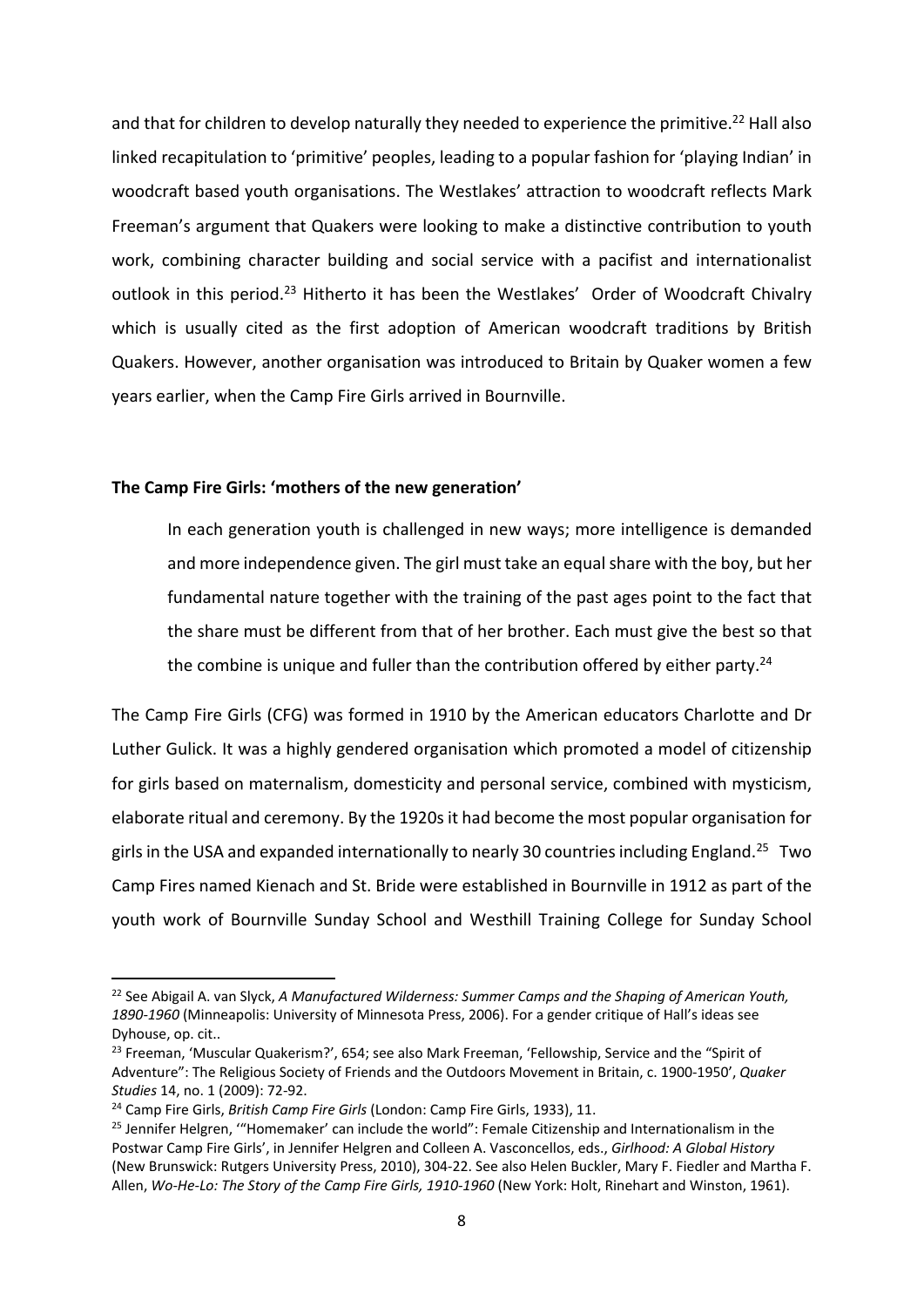and that for children to develop naturally they needed to experience the primitive.[22] Hall also linked recapitulation to 'primitive' peoples, leading to a popular fashion for 'playing Indian' in woodcraft based youth organisations. The Westlakes' attraction to woodcraft reflects Mark Freeman's argument that Quakers were looking to make a distinctive contribution to youth work, combining character building and social service with a pacifist and internationalist outlook in this period.[23] Hitherto it has been the Westlakes' Order of Woodcraft Chivalry which is usually cited as the first adoption of American woodcraft traditions by British Quakers. However, another organisation was introduced to Britain by Quaker women a few years earlier, when the Camp Fire Girls arrived in Bournville.

**The Camp Fire Girls: 'mothers of the new generation'**

> In each generation youth is challenged in new ways; more intelligence is demanded and more independence given. The girl must take an equal share with the boy, but her fundamental nature together with the training of the past ages point to the fact that the share must be different from that of her brother. Each must give the best so that the combine is unique and fuller than the contribution offered by either party.[24]

The Camp Fire Girls (CFG) was formed in 1910 by the American educators Charlotte and Dr Luther Gulick. It was a highly gendered organisation which promoted a model of citizenship for girls based on maternalism, domesticity and personal service, combined with mysticism, elaborate ritual and ceremony. By the 1920s it had become the most popular organisation for girls in the USA and expanded internationally to nearly 30 countries including England.[25] Two Camp Fires named Kienach and St. Bride were established in Bournville in 1912 as part of the youth work of Bournville Sunday School and Westhill Training College for Sunday School

---

[22] See Abigail A. van Slyck, *A Manufactured Wilderness: Summer Camps and the Shaping of American Youth, 1890-1960* (Minneapolis: University of Minnesota Press, 2006). For a gender critique of Hall's ideas see Dyhouse, op. cit..

[23] Freeman, 'Muscular Quakerism?', 654; see also Mark Freeman, 'Fellowship, Service and the "Spirit of Adventure": The Religious Society of Friends and the Outdoors Movement in Britain, c. 1900-1950', *Quaker Studies* 14, no. 1 (2009): 72-92.

[24] Camp Fire Girls, *British Camp Fire Girls* (London: Camp Fire Girls, 1933), 11.

[25] Jennifer Helgren, '"Homemaker' can include the world": Female Citizenship and Internationalism in the Postwar Camp Fire Girls', in Jennifer Helgren and Colleen A. Vasconcellos, eds., *Girlhood: A Global History* (New Brunswick: Rutgers University Press, 2010), 304-22. See also Helen Buckler, Mary F. Fiedler and Martha F. Allen, *Wo-He-Lo: The Story of the Camp Fire Girls, 1910-1960* (New York: Holt, Rinehart and Winston, 1961).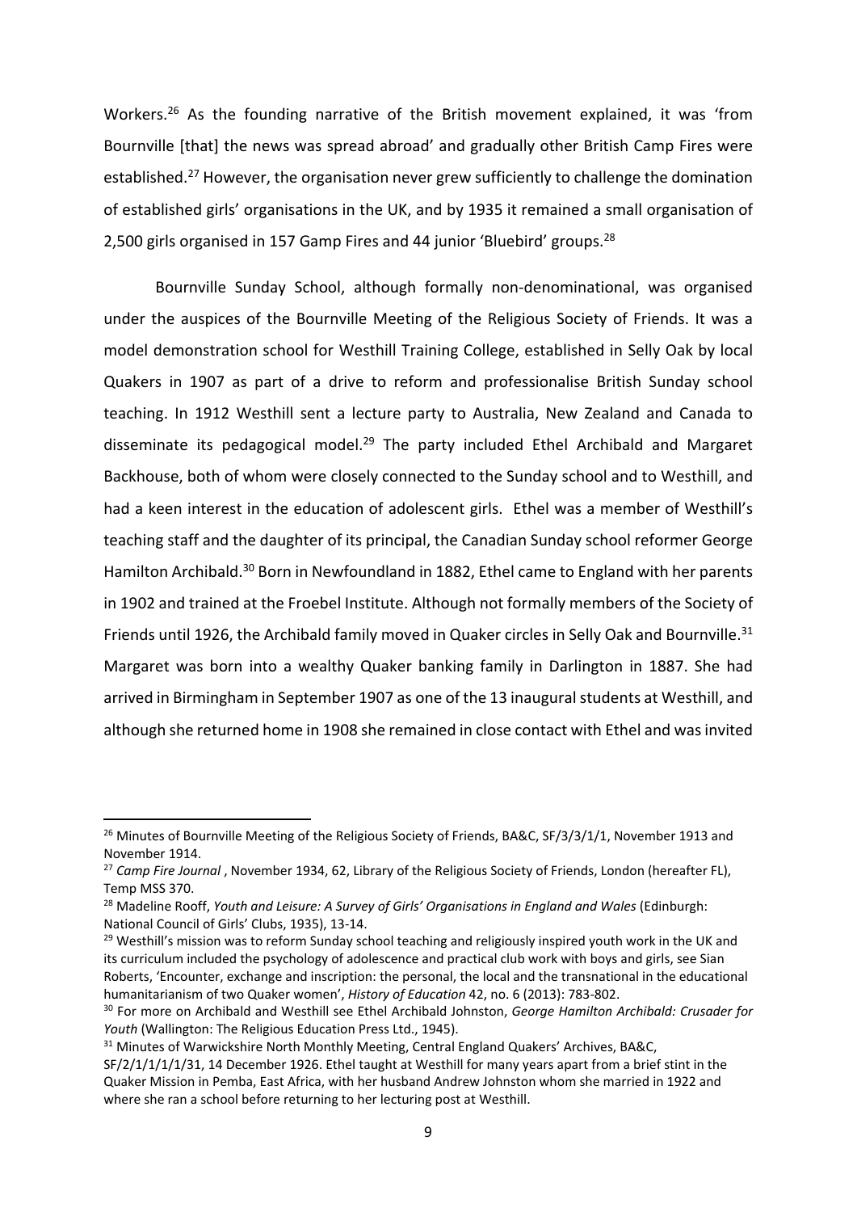Workers.[26] As the founding narrative of the British movement explained, it was 'from Bournville [that] the news was spread abroad' and gradually other British Camp Fires were established.[27] However, the organisation never grew sufficiently to challenge the domination of established girls' organisations in the UK, and by 1935 it remained a small organisation of 2,500 girls organised in 157 Gamp Fires and 44 junior 'Bluebird' groups.[28]

Bournville Sunday School, although formally non-denominational, was organised under the auspices of the Bournville Meeting of the Religious Society of Friends. It was a model demonstration school for Westhill Training College, established in Selly Oak by local Quakers in 1907 as part of a drive to reform and professionalise British Sunday school teaching. In 1912 Westhill sent a lecture party to Australia, New Zealand and Canada to disseminate its pedagogical model.[29] The party included Ethel Archibald and Margaret Backhouse, both of whom were closely connected to the Sunday school and to Westhill, and had a keen interest in the education of adolescent girls. Ethel was a member of Westhill's teaching staff and the daughter of its principal, the Canadian Sunday school reformer George Hamilton Archibald.[30] Born in Newfoundland in 1882, Ethel came to England with her parents in 1902 and trained at the Froebel Institute. Although not formally members of the Society of Friends until 1926, the Archibald family moved in Quaker circles in Selly Oak and Bournville.[31] Margaret was born into a wealthy Quaker banking family in Darlington in 1887. She had arrived in Birmingham in September 1907 as one of the 13 inaugural students at Westhill, and although she returned home in 1908 she remained in close contact with Ethel and was invited

---

[26] Minutes of Bournville Meeting of the Religious Society of Friends, BA&C, SF/3/3/1/1, November 1913 and November 1914.

[27] *Camp Fire Journal* , November 1934, 62, Library of the Religious Society of Friends, London (hereafter FL), Temp MSS 370.

[28] Madeline Rooff, *Youth and Leisure: A Survey of Girls' Organisations in England and Wales* (Edinburgh: National Council of Girls' Clubs, 1935), 13-14.

[29] Westhill's mission was to reform Sunday school teaching and religiously inspired youth work in the UK and its curriculum included the psychology of adolescence and practical club work with boys and girls, see Sian Roberts, 'Encounter, exchange and inscription: the personal, the local and the transnational in the educational humanitarianism of two Quaker women', *History of Education* 42, no. 6 (2013): 783-802.

[30] For more on Archibald and Westhill see Ethel Archibald Johnston, *George Hamilton Archibald: Crusader for Youth* (Wallington: The Religious Education Press Ltd., 1945).

[31] Minutes of Warwickshire North Monthly Meeting, Central England Quakers' Archives, BA&C, SF/2/1/1/1/1/31, 14 December 1926. Ethel taught at Westhill for many years apart from a brief stint in the Quaker Mission in Pemba, East Africa, with her husband Andrew Johnston whom she married in 1922 and where she ran a school before returning to her lecturing post at Westhill.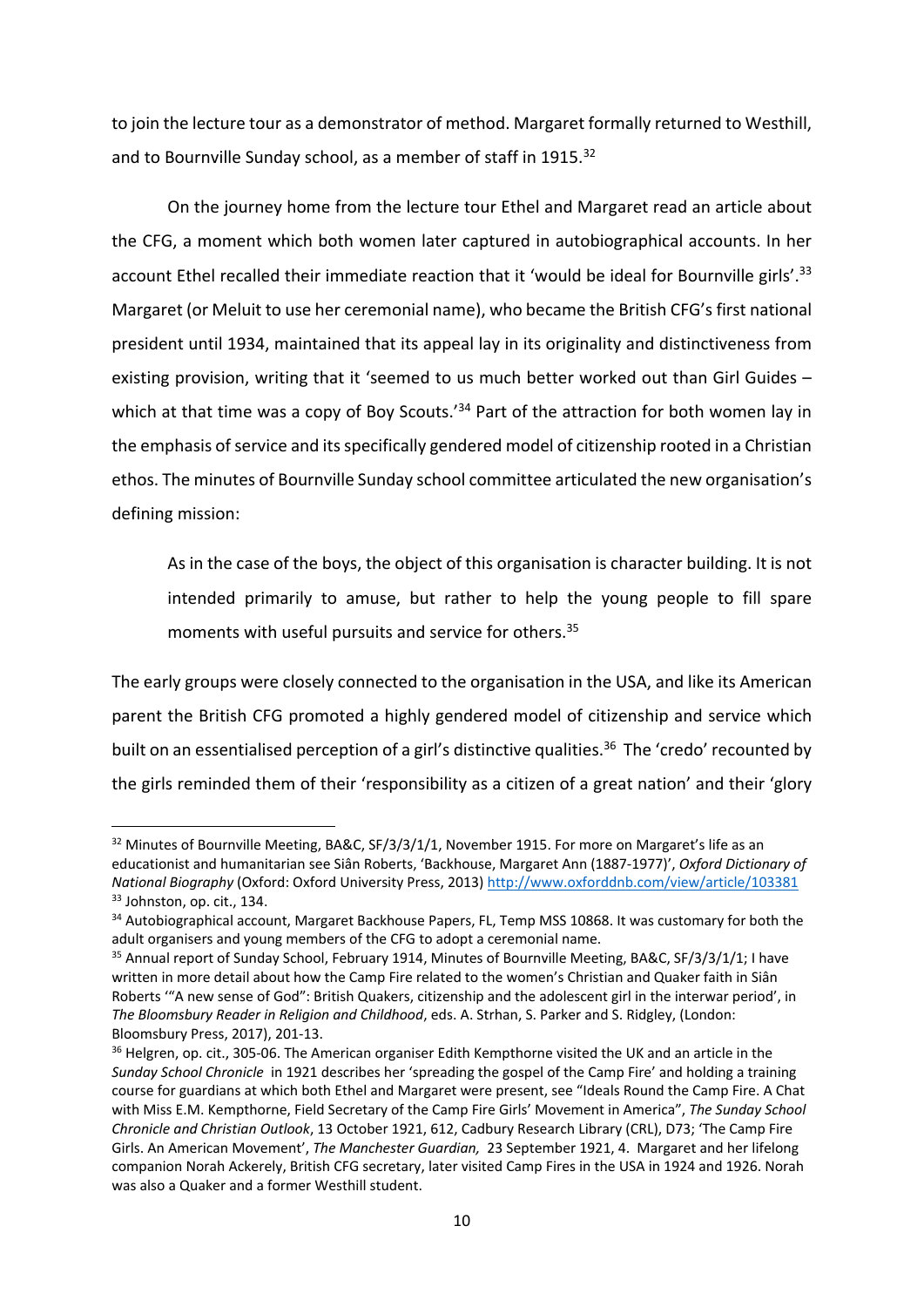to join the lecture tour as a demonstrator of method. Margaret formally returned to Westhill, and to Bournville Sunday school, as a member of staff in 1915.[32]

On the journey home from the lecture tour Ethel and Margaret read an article about the CFG, a moment which both women later captured in autobiographical accounts. In her account Ethel recalled their immediate reaction that it 'would be ideal for Bournville girls'.[33] Margaret (or Meluit to use her ceremonial name), who became the British CFG's first national president until 1934, maintained that its appeal lay in its originality and distinctiveness from existing provision, writing that it 'seemed to us much better worked out than Girl Guides – which at that time was a copy of Boy Scouts.'[34] Part of the attraction for both women lay in the emphasis of service and its specifically gendered model of citizenship rooted in a Christian ethos. The minutes of Bournville Sunday school committee articulated the new organisation's defining mission:

> As in the case of the boys, the object of this organisation is character building. It is not intended primarily to amuse, but rather to help the young people to fill spare moments with useful pursuits and service for others.[35]

The early groups were closely connected to the organisation in the USA, and like its American parent the British CFG promoted a highly gendered model of citizenship and service which built on an essentialised perception of a girl's distinctive qualities.[36] The 'credo' recounted by the girls reminded them of their 'responsibility as a citizen of a great nation' and their 'glory

---

[32] Minutes of Bournville Meeting, BA&C, SF/3/3/1/1, November 1915. For more on Margaret's life as an educationist and humanitarian see Siân Roberts, 'Backhouse, Margaret Ann (1887-1977)', *Oxford Dictionary of National Biography* (Oxford: Oxford University Press, 2013) http://www.oxforddnb.com/view/article/103381

[33] Johnston, op. cit., 134.

[34] Autobiographical account, Margaret Backhouse Papers, FL, Temp MSS 10868. It was customary for both the adult organisers and young members of the CFG to adopt a ceremonial name.

[35] Annual report of Sunday School, February 1914, Minutes of Bournville Meeting, BA&C, SF/3/3/1/1; I have written in more detail about how the Camp Fire related to the women's Christian and Quaker faith in Siân Roberts '"A new sense of God": British Quakers, citizenship and the adolescent girl in the interwar period', in *The Bloomsbury Reader in Religion and Childhood*, eds. A. Strhan, S. Parker and S. Ridgley, (London: Bloomsbury Press, 2017), 201-13.

[36] Helgren, op. cit., 305-06. The American organiser Edith Kempthorne visited the UK and an article in the *Sunday School Chronicle* in 1921 describes her 'spreading the gospel of the Camp Fire' and holding a training course for guardians at which both Ethel and Margaret were present, see "Ideals Round the Camp Fire. A Chat with Miss E.M. Kempthorne, Field Secretary of the Camp Fire Girls' Movement in America", *The Sunday School Chronicle and Christian Outlook*, 13 October 1921, 612, Cadbury Research Library (CRL), D73; 'The Camp Fire Girls. An American Movement', *The Manchester Guardian,* 23 September 1921, 4. Margaret and her lifelong companion Norah Ackerely, British CFG secretary, later visited Camp Fires in the USA in 1924 and 1926. Norah was also a Quaker and a former Westhill student.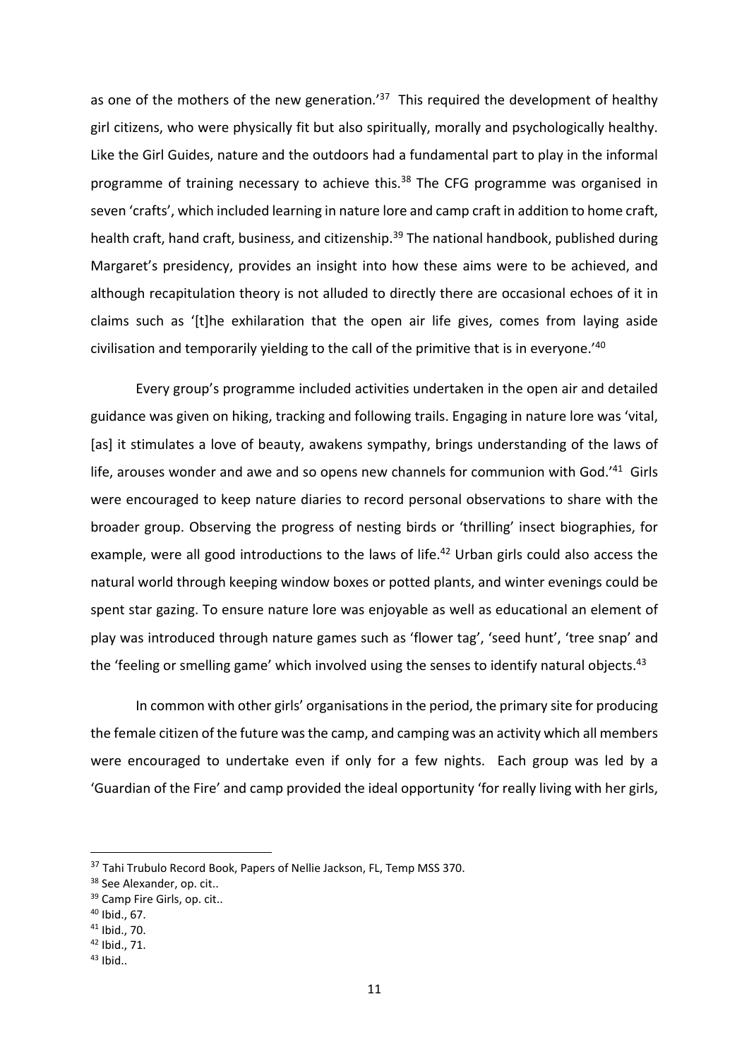as one of the mothers of the new generation.'[37] This required the development of healthy girl citizens, who were physically fit but also spiritually, morally and psychologically healthy. Like the Girl Guides, nature and the outdoors had a fundamental part to play in the informal programme of training necessary to achieve this.[38] The CFG programme was organised in seven 'crafts', which included learning in nature lore and camp craft in addition to home craft, health craft, hand craft, business, and citizenship.[39] The national handbook, published during Margaret's presidency, provides an insight into how these aims were to be achieved, and although recapitulation theory is not alluded to directly there are occasional echoes of it in claims such as '[t]he exhilaration that the open air life gives, comes from laying aside civilisation and temporarily yielding to the call of the primitive that is in everyone.'[40]

Every group's programme included activities undertaken in the open air and detailed guidance was given on hiking, tracking and following trails. Engaging in nature lore was 'vital, [as] it stimulates a love of beauty, awakens sympathy, brings understanding of the laws of life, arouses wonder and awe and so opens new channels for communion with God.'[41] Girls were encouraged to keep nature diaries to record personal observations to share with the broader group. Observing the progress of nesting birds or 'thrilling' insect biographies, for example, were all good introductions to the laws of life.[42] Urban girls could also access the natural world through keeping window boxes or potted plants, and winter evenings could be spent star gazing. To ensure nature lore was enjoyable as well as educational an element of play was introduced through nature games such as 'flower tag', 'seed hunt', 'tree snap' and the 'feeling or smelling game' which involved using the senses to identify natural objects.[43]

In common with other girls' organisations in the period, the primary site for producing the female citizen of the future was the camp, and camping was an activity which all members were encouraged to undertake even if only for a few nights. Each group was led by a 'Guardian of the Fire' and camp provided the ideal opportunity 'for really living with her girls,

---

[37] Tahi Trubulo Record Book, Papers of Nellie Jackson, FL, Temp MSS 370.

[38] See Alexander, op. cit..

[39] Camp Fire Girls, op. cit..

[40] Ibid., 67.

[41] Ibid., 70.

[42] Ibid., 71.

[43] Ibid..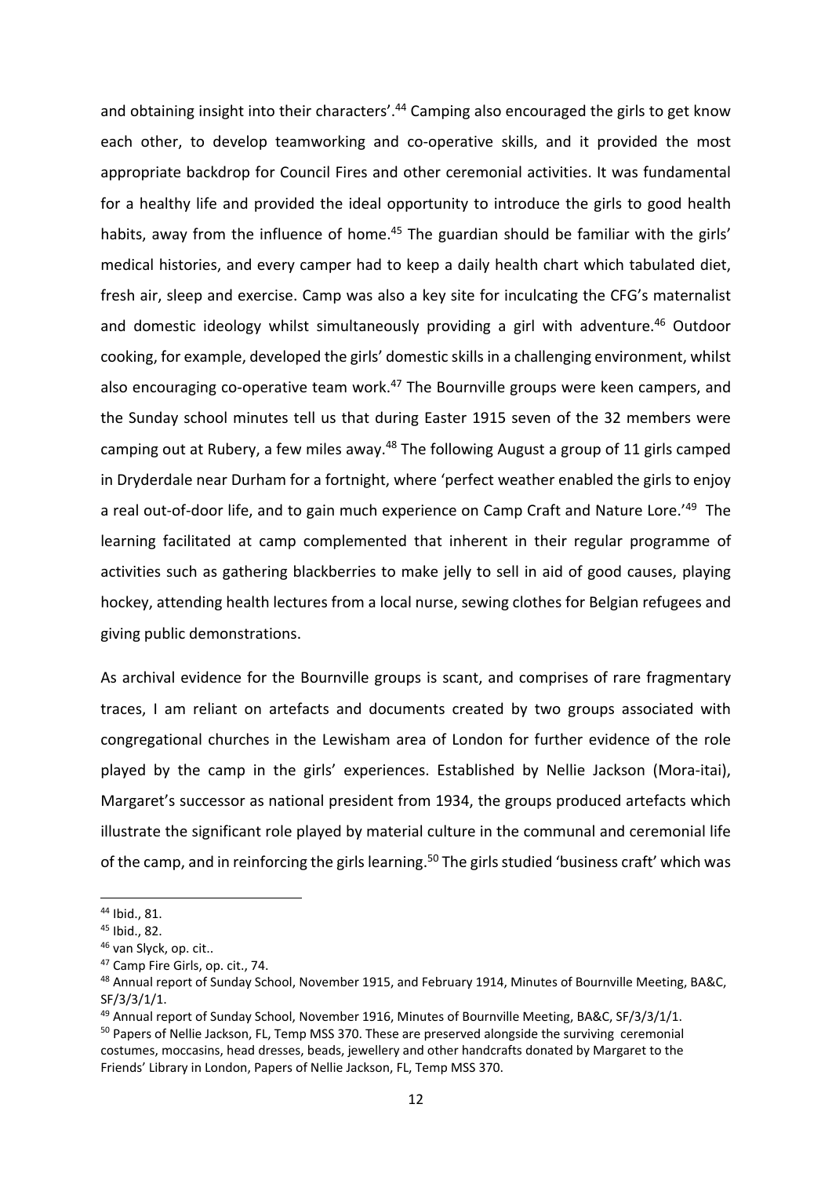and obtaining insight into their characters'.[44] Camping also encouraged the girls to get know each other, to develop teamworking and co-operative skills, and it provided the most appropriate backdrop for Council Fires and other ceremonial activities. It was fundamental for a healthy life and provided the ideal opportunity to introduce the girls to good health habits, away from the influence of home.[45] The guardian should be familiar with the girls' medical histories, and every camper had to keep a daily health chart which tabulated diet, fresh air, sleep and exercise. Camp was also a key site for inculcating the CFG's maternalist and domestic ideology whilst simultaneously providing a girl with adventure.[46] Outdoor cooking, for example, developed the girls' domestic skills in a challenging environment, whilst also encouraging co-operative team work.[47] The Bournville groups were keen campers, and the Sunday school minutes tell us that during Easter 1915 seven of the 32 members were camping out at Rubery, a few miles away.[48] The following August a group of 11 girls camped in Dryderdale near Durham for a fortnight, where 'perfect weather enabled the girls to enjoy a real out-of-door life, and to gain much experience on Camp Craft and Nature Lore.'[49] The learning facilitated at camp complemented that inherent in their regular programme of activities such as gathering blackberries to make jelly to sell in aid of good causes, playing hockey, attending health lectures from a local nurse, sewing clothes for Belgian refugees and giving public demonstrations.

As archival evidence for the Bournville groups is scant, and comprises of rare fragmentary traces, I am reliant on artefacts and documents created by two groups associated with congregational churches in the Lewisham area of London for further evidence of the role played by the camp in the girls' experiences. Established by Nellie Jackson (Mora-itai), Margaret's successor as national president from 1934, the groups produced artefacts which illustrate the significant role played by material culture in the communal and ceremonial life of the camp, and in reinforcing the girls learning.[50] The girls studied 'business craft' which was

---

[44] Ibid., 81.

[45] Ibid., 82.

[46] van Slyck, op. cit..

[47] Camp Fire Girls, op. cit., 74.

[48] Annual report of Sunday School, November 1915, and February 1914, Minutes of Bournville Meeting, BA&C, SF/3/3/1/1.

[49] Annual report of Sunday School, November 1916, Minutes of Bournville Meeting, BA&C, SF/3/3/1/1.

[50] Papers of Nellie Jackson, FL, Temp MSS 370. These are preserved alongside the surviving ceremonial costumes, moccasins, head dresses, beads, jewellery and other handcrafts donated by Margaret to the Friends' Library in London, Papers of Nellie Jackson, FL, Temp MSS 370.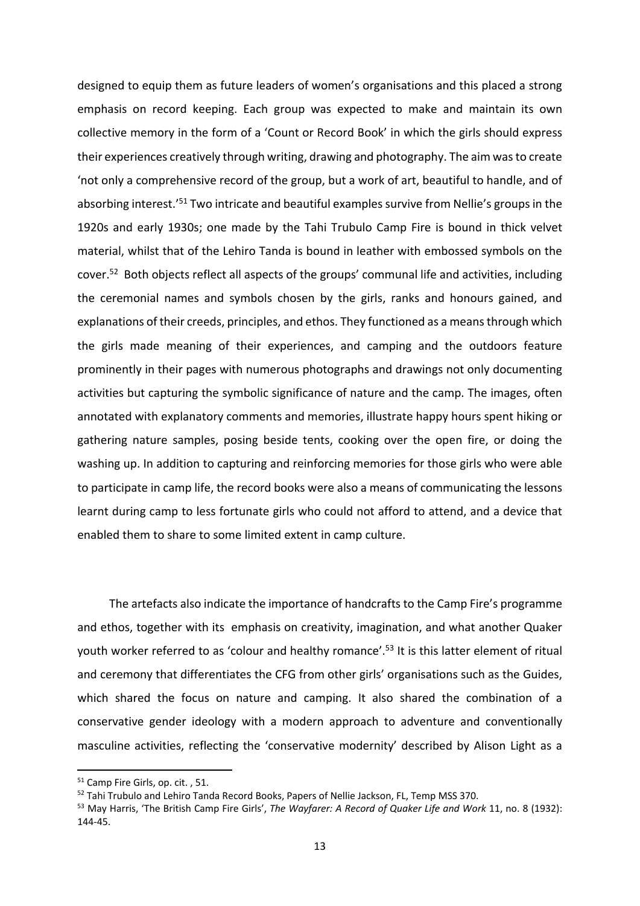designed to equip them as future leaders of women's organisations and this placed a strong emphasis on record keeping. Each group was expected to make and maintain its own collective memory in the form of a 'Count or Record Book' in which the girls should express their experiences creatively through writing, drawing and photography. The aim was to create 'not only a comprehensive record of the group, but a work of art, beautiful to handle, and of absorbing interest.'[51] Two intricate and beautiful examples survive from Nellie's groups in the 1920s and early 1930s; one made by the Tahi Trubulo Camp Fire is bound in thick velvet material, whilst that of the Lehiro Tanda is bound in leather with embossed symbols on the cover.[52] Both objects reflect all aspects of the groups' communal life and activities, including the ceremonial names and symbols chosen by the girls, ranks and honours gained, and explanations of their creeds, principles, and ethos. They functioned as a means through which the girls made meaning of their experiences, and camping and the outdoors feature prominently in their pages with numerous photographs and drawings not only documenting activities but capturing the symbolic significance of nature and the camp. The images, often annotated with explanatory comments and memories, illustrate happy hours spent hiking or gathering nature samples, posing beside tents, cooking over the open fire, or doing the washing up. In addition to capturing and reinforcing memories for those girls who were able to participate in camp life, the record books were also a means of communicating the lessons learnt during camp to less fortunate girls who could not afford to attend, and a device that enabled them to share to some limited extent in camp culture.

The artefacts also indicate the importance of handcrafts to the Camp Fire's programme and ethos, together with its emphasis on creativity, imagination, and what another Quaker youth worker referred to as 'colour and healthy romance'.[53] It is this latter element of ritual and ceremony that differentiates the CFG from other girls' organisations such as the Guides, which shared the focus on nature and camping. It also shared the combination of a conservative gender ideology with a modern approach to adventure and conventionally masculine activities, reflecting the 'conservative modernity' described by Alison Light as a

---

[51] Camp Fire Girls, op. cit. , 51.

[52] Tahi Trubulo and Lehiro Tanda Record Books, Papers of Nellie Jackson, FL, Temp MSS 370.

[53] May Harris, 'The British Camp Fire Girls', *The Wayfarer: A Record of Quaker Life and Work* 11, no. 8 (1932): 144-45.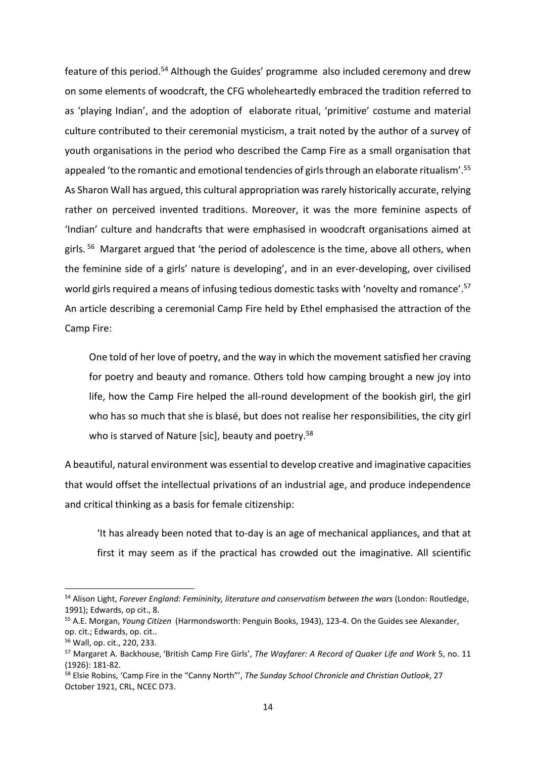feature of this period.[54] Although the Guides' programme also included ceremony and drew on some elements of woodcraft, the CFG wholeheartedly embraced the tradition referred to as 'playing Indian', and the adoption of elaborate ritual, 'primitive' costume and material culture contributed to their ceremonial mysticism, a trait noted by the author of a survey of youth organisations in the period who described the Camp Fire as a small organisation that appealed 'to the romantic and emotional tendencies of girls through an elaborate ritualism'.[55] As Sharon Wall has argued, this cultural appropriation was rarely historically accurate, relying rather on perceived invented traditions. Moreover, it was the more feminine aspects of 'Indian' culture and handcrafts that were emphasised in woodcraft organisations aimed at girls.[56] Margaret argued that 'the period of adolescence is the time, above all others, when the feminine side of a girls' nature is developing', and in an ever-developing, over civilised world girls required a means of infusing tedious domestic tasks with 'novelty and romance'.[57] An article describing a ceremonial Camp Fire held by Ethel emphasised the attraction of the Camp Fire:

> One told of her love of poetry, and the way in which the movement satisfied her craving for poetry and beauty and romance. Others told how camping brought a new joy into life, how the Camp Fire helped the all-round development of the bookish girl, the girl who has so much that she is blasé, but does not realise her responsibilities, the city girl who is starved of Nature [sic], beauty and poetry.[58]

A beautiful, natural environment was essential to develop creative and imaginative capacities that would offset the intellectual privations of an industrial age, and produce independence and critical thinking as a basis for female citizenship:

> 'It has already been noted that to-day is an age of mechanical appliances, and that at first it may seem as if the practical has crowded out the imaginative. All scientific

---

[54] Alison Light, *Forever England: Femininity, literature and conservatism between the wars* (London: Routledge, 1991); Edwards, op cit., 8.

[55] A.E. Morgan, *Young Citizen* (Harmondsworth: Penguin Books, 1943), 123-4. On the Guides see Alexander, op. cit.; Edwards, op. cit..

[56] Wall, op. cit., 220, 233.

[57] Margaret A. Backhouse, 'British Camp Fire Girls', *The Wayfarer: A Record of Quaker Life and Work* 5, no. 11 (1926): 181-82.

[58] Elsie Robins, 'Camp Fire in the "Canny North"', *The Sunday School Chronicle and Christian Outlook*, 27 October 1921, CRL, NCEC D73.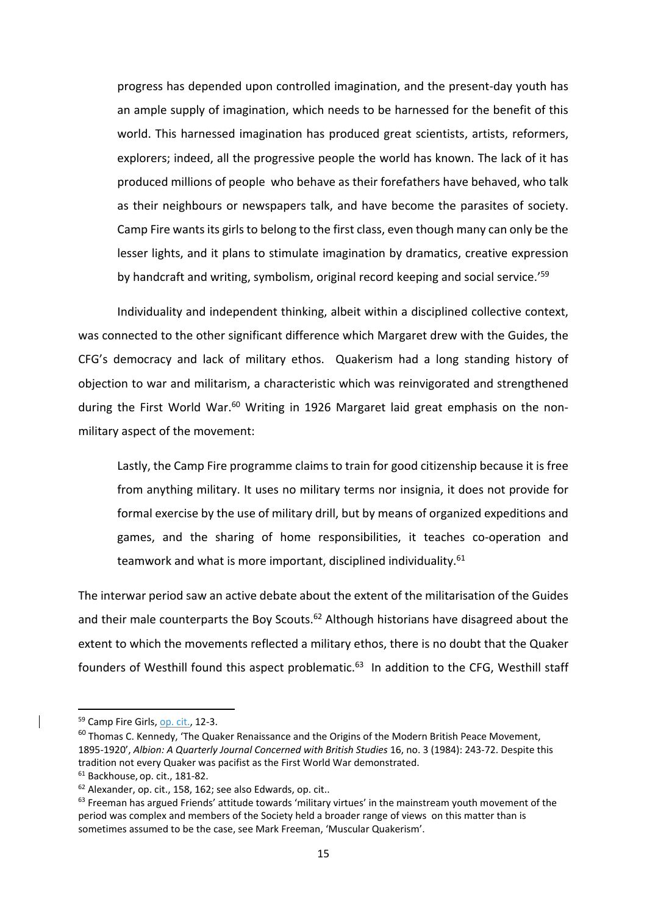> progress has depended upon controlled imagination, and the present-day youth has an ample supply of imagination, which needs to be harnessed for the benefit of this world. This harnessed imagination has produced great scientists, artists, reformers, explorers; indeed, all the progressive people the world has known. The lack of it has produced millions of people who behave as their forefathers have behaved, who talk as their neighbours or newspapers talk, and have become the parasites of society. Camp Fire wants its girls to belong to the first class, even though many can only be the lesser lights, and it plans to stimulate imagination by dramatics, creative expression by handcraft and writing, symbolism, original record keeping and social service.'[59]

Individuality and independent thinking, albeit within a disciplined collective context, was connected to the other significant difference which Margaret drew with the Guides, the CFG's democracy and lack of military ethos. Quakerism had a long standing history of objection to war and militarism, a characteristic which was reinvigorated and strengthened during the First World War.[60] Writing in 1926 Margaret laid great emphasis on the non-military aspect of the movement:

> Lastly, the Camp Fire programme claims to train for good citizenship because it is free from anything military. It uses no military terms nor insignia, it does not provide for formal exercise by the use of military drill, but by means of organized expeditions and games, and the sharing of home responsibilities, it teaches co-operation and teamwork and what is more important, disciplined individuality.[61]

The interwar period saw an active debate about the extent of the militarisation of the Guides and their male counterparts the Boy Scouts.[62] Although historians have disagreed about the extent to which the movements reflected a military ethos, there is no doubt that the Quaker founders of Westhill found this aspect problematic.[63] In addition to the CFG, Westhill staff

---

[59] Camp Fire Girls, op. cit., 12-3.

[60] Thomas C. Kennedy, 'The Quaker Renaissance and the Origins of the Modern British Peace Movement, 1895-1920', *Albion: A Quarterly Journal Concerned with British Studies* 16, no. 3 (1984): 243-72. Despite this tradition not every Quaker was pacifist as the First World War demonstrated.

[61] Backhouse, op. cit., 181-82.

[62] Alexander, op. cit., 158, 162; see also Edwards, op. cit..

[63] Freeman has argued Friends' attitude towards 'military virtues' in the mainstream youth movement of the period was complex and members of the Society held a broader range of views on this matter than is sometimes assumed to be the case, see Mark Freeman, 'Muscular Quakerism'.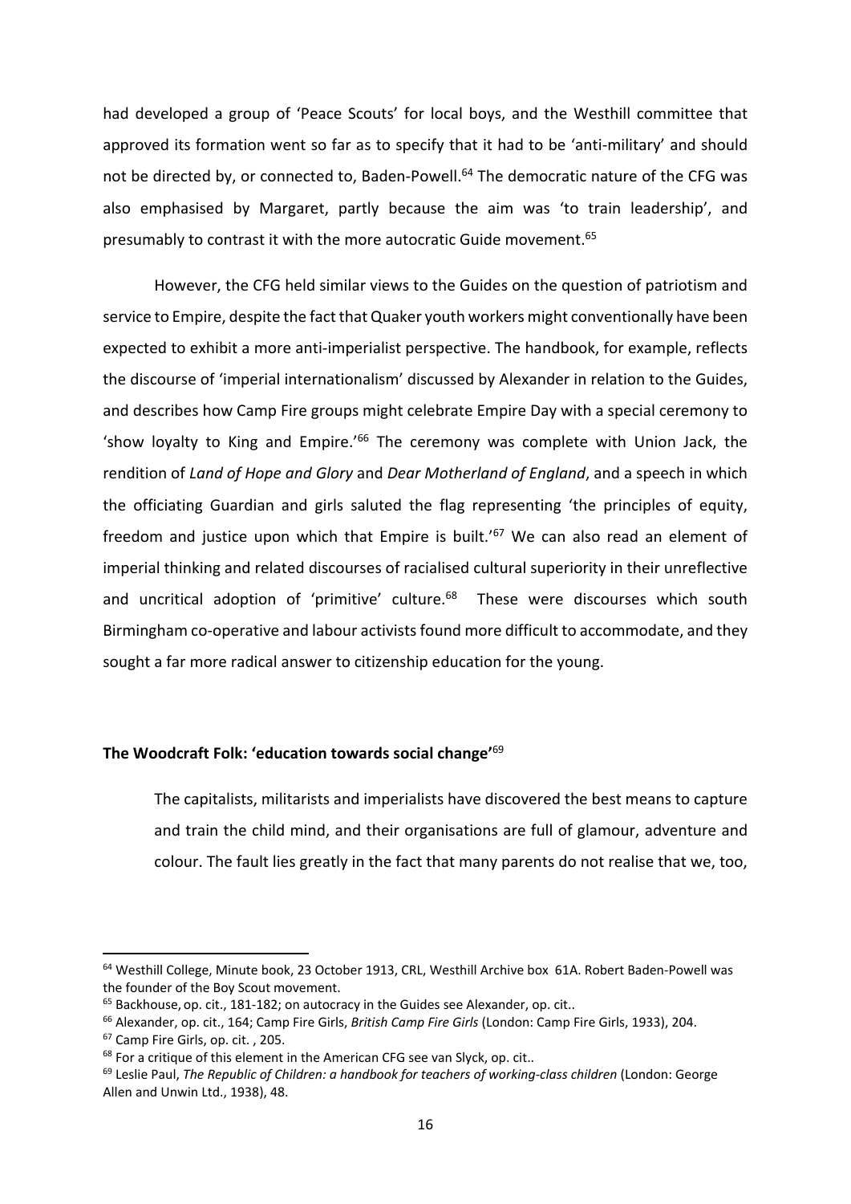had developed a group of 'Peace Scouts' for local boys, and the Westhill committee that approved its formation went so far as to specify that it had to be 'anti-military' and should not be directed by, or connected to, Baden-Powell.[64] The democratic nature of the CFG was also emphasised by Margaret, partly because the aim was 'to train leadership', and presumably to contrast it with the more autocratic Guide movement.[65]

However, the CFG held similar views to the Guides on the question of patriotism and service to Empire, despite the fact that Quaker youth workers might conventionally have been expected to exhibit a more anti-imperialist perspective. The handbook, for example, reflects the discourse of 'imperial internationalism' discussed by Alexander in relation to the Guides, and describes how Camp Fire groups might celebrate Empire Day with a special ceremony to 'show loyalty to King and Empire.'[66] The ceremony was complete with Union Jack, the rendition of *Land of Hope and Glory* and *Dear Motherland of England*, and a speech in which the officiating Guardian and girls saluted the flag representing 'the principles of equity, freedom and justice upon which that Empire is built.'[67] We can also read an element of imperial thinking and related discourses of racialised cultural superiority in their unreflective and uncritical adoption of 'primitive' culture.[68] These were discourses which south Birmingham co-operative and labour activists found more difficult to accommodate, and they sought a far more radical answer to citizenship education for the young.

## The Woodcraft Folk: 'education towards social change'[69]

> The capitalists, militarists and imperialists have discovered the best means to capture and train the child mind, and their organisations are full of glamour, adventure and colour. The fault lies greatly in the fact that many parents do not realise that we, too,

---

[64] Westhill College, Minute book, 23 October 1913, CRL, Westhill Archive box 61A. Robert Baden-Powell was the founder of the Boy Scout movement.

[65] Backhouse, op. cit., 181-182; on autocracy in the Guides see Alexander, op. cit..

[66] Alexander, op. cit., 164; Camp Fire Girls, *British Camp Fire Girls* (London: Camp Fire Girls, 1933), 204.

[67] Camp Fire Girls, op. cit. , 205.

[68] For a critique of this element in the American CFG see van Slyck, op. cit..

[69] Leslie Paul, *The Republic of Children: a handbook for teachers of working-class children* (London: George Allen and Unwin Ltd., 1938), 48.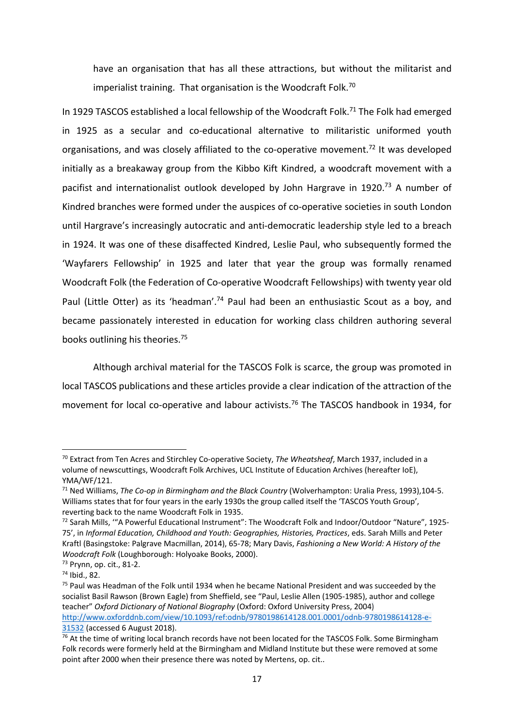have an organisation that has all these attractions, but without the militarist and imperialist training. That organisation is the Woodcraft Folk.[70]

In 1929 TASCOS established a local fellowship of the Woodcraft Folk.[71] The Folk had emerged in 1925 as a secular and co-educational alternative to militaristic uniformed youth organisations, and was closely affiliated to the co-operative movement.[72] It was developed initially as a breakaway group from the Kibbo Kift Kindred, a woodcraft movement with a pacifist and internationalist outlook developed by John Hargrave in 1920.[73] A number of Kindred branches were formed under the auspices of co-operative societies in south London until Hargrave's increasingly autocratic and anti-democratic leadership style led to a breach in 1924. It was one of these disaffected Kindred, Leslie Paul, who subsequently formed the 'Wayfarers Fellowship' in 1925 and later that year the group was formally renamed Woodcraft Folk (the Federation of Co-operative Woodcraft Fellowships) with twenty year old Paul (Little Otter) as its 'headman'.[74] Paul had been an enthusiastic Scout as a boy, and became passionately interested in education for working class children authoring several books outlining his theories.[75]

Although archival material for the TASCOS Folk is scarce, the group was promoted in local TASCOS publications and these articles provide a clear indication of the attraction of the movement for local co-operative and labour activists.[76] The TASCOS handbook in 1934, for

---

[70] Extract from Ten Acres and Stirchley Co-operative Society, *The Wheatsheaf*, March 1937, included in a volume of newscuttings, Woodcraft Folk Archives, UCL Institute of Education Archives (hereafter IoE), YMA/WF/121.

[71] Ned Williams, *The Co-op in Birmingham and the Black Country* (Wolverhampton: Uralia Press, 1993),104-5. Williams states that for four years in the early 1930s the group called itself the 'TASCOS Youth Group', reverting back to the name Woodcraft Folk in 1935.

[72] Sarah Mills, '"A Powerful Educational Instrument": The Woodcraft Folk and Indoor/Outdoor "Nature", 1925-75', in *Informal Education, Childhood and Youth: Geographies, Histories, Practices*, eds. Sarah Mills and Peter Kraftl (Basingstoke: Palgrave Macmillan, 2014), 65-78; Mary Davis, *Fashioning a New World: A History of the Woodcraft Folk* (Loughborough: Holyoake Books, 2000).

[73] Prynn, op. cit., 81-2.

[74] Ibid., 82.

[75] Paul was Headman of the Folk until 1934 when he became National President and was succeeded by the socialist Basil Rawson (Brown Eagle) from Sheffield, see "Paul, Leslie Allen (1905-1985), author and college teacher" *Oxford Dictionary of National Biography* (Oxford: Oxford University Press, 2004) http://www.oxforddnb.com/view/10.1093/ref:odnb/9780198614128.001.0001/odnb-9780198614128-e-31532 (accessed 6 August 2018).

[76] At the time of writing local branch records have not been located for the TASCOS Folk. Some Birmingham Folk records were formerly held at the Birmingham and Midland Institute but these were removed at some point after 2000 when their presence there was noted by Mertens, op. cit..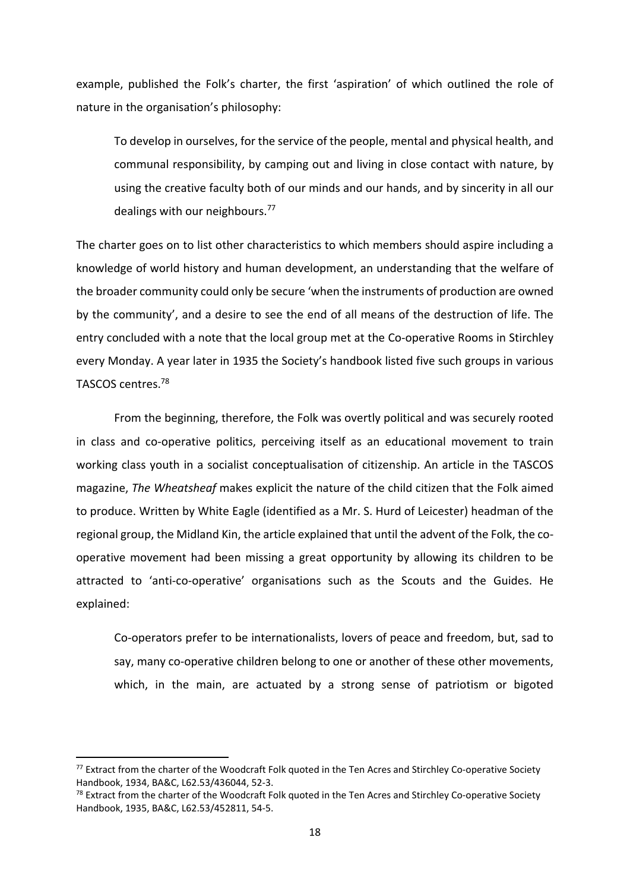example, published the Folk's charter, the first 'aspiration' of which outlined the role of nature in the organisation's philosophy:

> To develop in ourselves, for the service of the people, mental and physical health, and communal responsibility, by camping out and living in close contact with nature, by using the creative faculty both of our minds and our hands, and by sincerity in all our dealings with our neighbours.[77]

The charter goes on to list other characteristics to which members should aspire including a knowledge of world history and human development, an understanding that the welfare of the broader community could only be secure 'when the instruments of production are owned by the community', and a desire to see the end of all means of the destruction of life. The entry concluded with a note that the local group met at the Co-operative Rooms in Stirchley every Monday. A year later in 1935 the Society's handbook listed five such groups in various TASCOS centres.[78]

From the beginning, therefore, the Folk was overtly political and was securely rooted in class and co-operative politics, perceiving itself as an educational movement to train working class youth in a socialist conceptualisation of citizenship. An article in the TASCOS magazine, *The Wheatsheaf* makes explicit the nature of the child citizen that the Folk aimed to produce. Written by White Eagle (identified as a Mr. S. Hurd of Leicester) headman of the regional group, the Midland Kin, the article explained that until the advent of the Folk, the co-operative movement had been missing a great opportunity by allowing its children to be attracted to 'anti-co-operative' organisations such as the Scouts and the Guides. He explained:

> Co-operators prefer to be internationalists, lovers of peace and freedom, but, sad to say, many co-operative children belong to one or another of these other movements, which, in the main, are actuated by a strong sense of patriotism or bigoted

[77] Extract from the charter of the Woodcraft Folk quoted in the Ten Acres and Stirchley Co-operative Society Handbook, 1934, BA&C, L62.53/436044, 52-3.

[78] Extract from the charter of the Woodcraft Folk quoted in the Ten Acres and Stirchley Co-operative Society Handbook, 1935, BA&C, L62.53/452811, 54-5.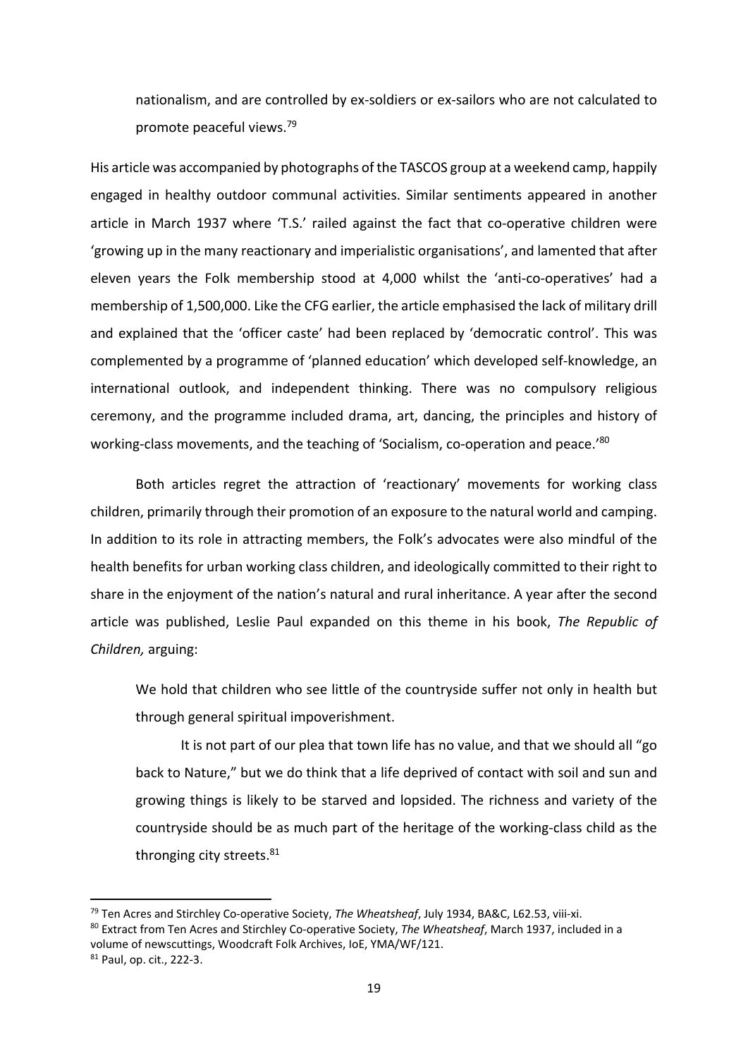> nationalism, and are controlled by ex-soldiers or ex-sailors who are not calculated to promote peaceful views.[79]

His article was accompanied by photographs of the TASCOS group at a weekend camp, happily engaged in healthy outdoor communal activities. Similar sentiments appeared in another article in March 1937 where 'T.S.' railed against the fact that co-operative children were 'growing up in the many reactionary and imperialistic organisations', and lamented that after eleven years the Folk membership stood at 4,000 whilst the 'anti-co-operatives' had a membership of 1,500,000. Like the CFG earlier, the article emphasised the lack of military drill and explained that the 'officer caste' had been replaced by 'democratic control'. This was complemented by a programme of 'planned education' which developed self-knowledge, an international outlook, and independent thinking. There was no compulsory religious ceremony, and the programme included drama, art, dancing, the principles and history of working-class movements, and the teaching of 'Socialism, co-operation and peace.'[80]

Both articles regret the attraction of 'reactionary' movements for working class children, primarily through their promotion of an exposure to the natural world and camping. In addition to its role in attracting members, the Folk's advocates were also mindful of the health benefits for urban working class children, and ideologically committed to their right to share in the enjoyment of the nation's natural and rural inheritance. A year after the second article was published, Leslie Paul expanded on this theme in his book, *The Republic of Children,* arguing:

> We hold that children who see little of the countryside suffer not only in health but through general spiritual impoverishment.
>
> It is not part of our plea that town life has no value, and that we should all "go back to Nature," but we do think that a life deprived of contact with soil and sun and growing things is likely to be starved and lopsided. The richness and variety of the countryside should be as much part of the heritage of the working-class child as the thronging city streets.[81]

---

[79] Ten Acres and Stirchley Co-operative Society, *The Wheatsheaf*, July 1934, BA&C, L62.53, viii-xi.

[80] Extract from Ten Acres and Stirchley Co-operative Society, *The Wheatsheaf*, March 1937, included in a volume of newscuttings, Woodcraft Folk Archives, IoE, YMA/WF/121.

[81] Paul, op. cit., 222-3.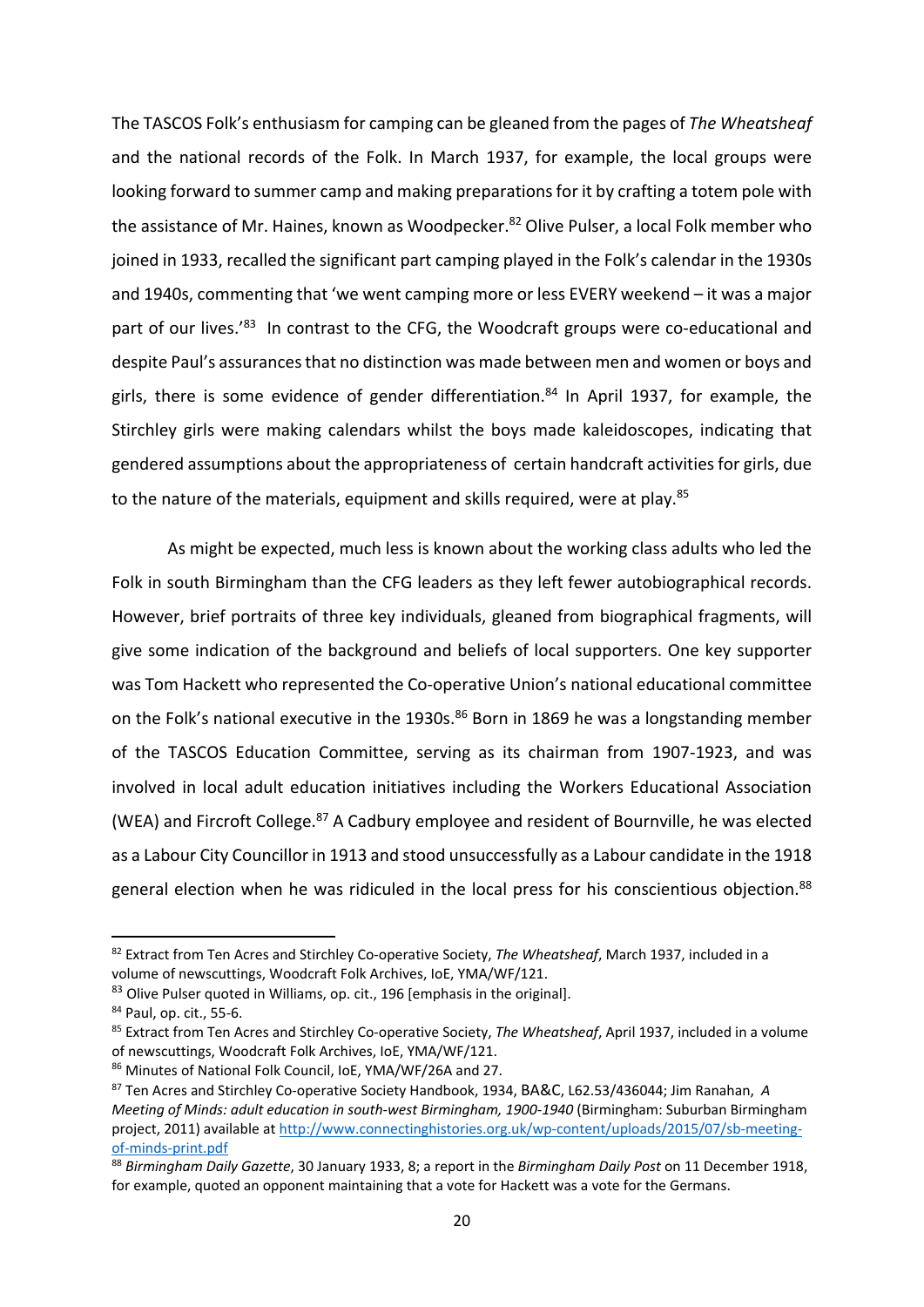The TASCOS Folk's enthusiasm for camping can be gleaned from the pages of *The Wheatsheaf* and the national records of the Folk. In March 1937, for example, the local groups were looking forward to summer camp and making preparations for it by crafting a totem pole with the assistance of Mr. Haines, known as Woodpecker.[82] Olive Pulser, a local Folk member who joined in 1933, recalled the significant part camping played in the Folk's calendar in the 1930s and 1940s, commenting that 'we went camping more or less EVERY weekend – it was a major part of our lives.'[83] In contrast to the CFG, the Woodcraft groups were co-educational and despite Paul's assurances that no distinction was made between men and women or boys and girls, there is some evidence of gender differentiation.[84] In April 1937, for example, the Stirchley girls were making calendars whilst the boys made kaleidoscopes, indicating that gendered assumptions about the appropriateness of certain handcraft activities for girls, due to the nature of the materials, equipment and skills required, were at play.[85]

As might be expected, much less is known about the working class adults who led the Folk in south Birmingham than the CFG leaders as they left fewer autobiographical records. However, brief portraits of three key individuals, gleaned from biographical fragments, will give some indication of the background and beliefs of local supporters. One key supporter was Tom Hackett who represented the Co-operative Union's national educational committee on the Folk's national executive in the 1930s.[86] Born in 1869 he was a longstanding member of the TASCOS Education Committee, serving as its chairman from 1907-1923, and was involved in local adult education initiatives including the Workers Educational Association (WEA) and Fircroft College.[87] A Cadbury employee and resident of Bournville, he was elected as a Labour City Councillor in 1913 and stood unsuccessfully as a Labour candidate in the 1918 general election when he was ridiculed in the local press for his conscientious objection.[88]

---

[82] Extract from Ten Acres and Stirchley Co-operative Society, *The Wheatsheaf*, March 1937, included in a volume of newscuttings, Woodcraft Folk Archives, IoE, YMA/WF/121.

[83] Olive Pulser quoted in Williams, op. cit., 196 [emphasis in the original].

[84] Paul, op. cit., 55-6.

[85] Extract from Ten Acres and Stirchley Co-operative Society, *The Wheatsheaf*, April 1937, included in a volume of newscuttings, Woodcraft Folk Archives, IoE, YMA/WF/121.

[86] Minutes of National Folk Council, IoE, YMA/WF/26A and 27.

[87] Ten Acres and Stirchley Co-operative Society Handbook, 1934, BA&C, L62.53/436044; Jim Ranahan, *A Meeting of Minds: adult education in south-west Birmingham, 1900-1940* (Birmingham: Suburban Birmingham project, 2011) available at http://www.connectinghistories.org.uk/wp-content/uploads/2015/07/sb-meeting-of-minds-print.pdf

[88] *Birmingham Daily Gazette*, 30 January 1933, 8; a report in the *Birmingham Daily Post* on 11 December 1918, for example, quoted an opponent maintaining that a vote for Hackett was a vote for the Germans.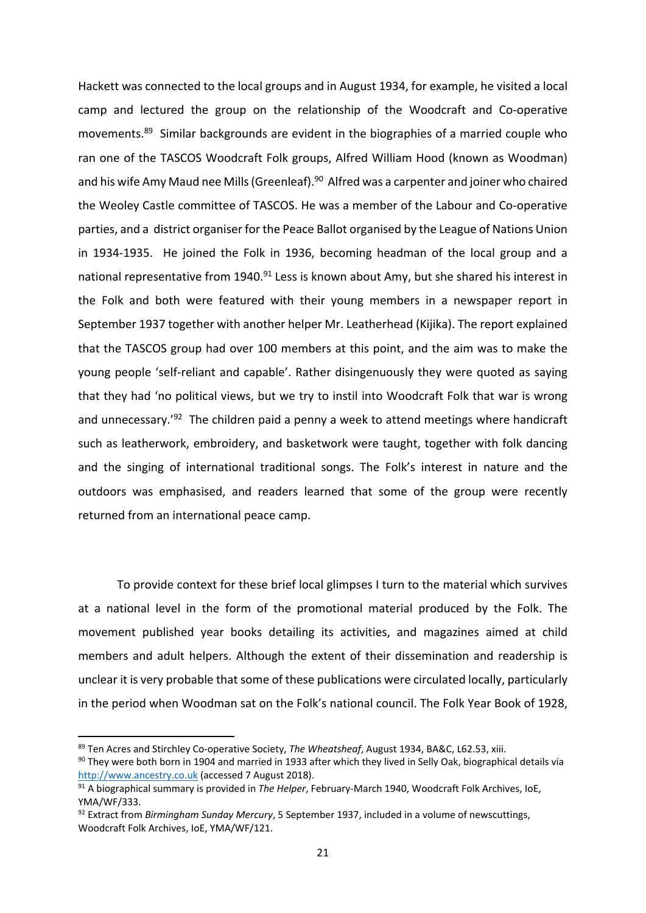Hackett was connected to the local groups and in August 1934, for example, he visited a local camp and lectured the group on the relationship of the Woodcraft and Co-operative movements.[89] Similar backgrounds are evident in the biographies of a married couple who ran one of the TASCOS Woodcraft Folk groups, Alfred William Hood (known as Woodman) and his wife Amy Maud nee Mills (Greenleaf).[90] Alfred was a carpenter and joiner who chaired the Weoley Castle committee of TASCOS. He was a member of the Labour and Co-operative parties, and a district organiser for the Peace Ballot organised by the League of Nations Union in 1934-1935. He joined the Folk in 1936, becoming headman of the local group and a national representative from 1940.[91] Less is known about Amy, but she shared his interest in the Folk and both were featured with their young members in a newspaper report in September 1937 together with another helper Mr. Leatherhead (Kijika). The report explained that the TASCOS group had over 100 members at this point, and the aim was to make the young people 'self-reliant and capable'. Rather disingenuously they were quoted as saying that they had 'no political views, but we try to instil into Woodcraft Folk that war is wrong and unnecessary.'[92] The children paid a penny a week to attend meetings where handicraft such as leatherwork, embroidery, and basketwork were taught, together with folk dancing and the singing of international traditional songs. The Folk's interest in nature and the outdoors was emphasised, and readers learned that some of the group were recently returned from an international peace camp.

To provide context for these brief local glimpses I turn to the material which survives at a national level in the form of the promotional material produced by the Folk. The movement published year books detailing its activities, and magazines aimed at child members and adult helpers. Although the extent of their dissemination and readership is unclear it is very probable that some of these publications were circulated locally, particularly in the period when Woodman sat on the Folk's national council. The Folk Year Book of 1928,

---

[89] Ten Acres and Stirchley Co-operative Society, *The Wheatsheaf*, August 1934, BA&C, L62.53, xiii.

[90] They were both born in 1904 and married in 1933 after which they lived in Selly Oak, biographical details via http://www.ancestry.co.uk (accessed 7 August 2018).

[91] A biographical summary is provided in *The Helper*, February-March 1940, Woodcraft Folk Archives, IoE, YMA/WF/333.

[92] Extract from *Birmingham Sunday Mercury*, 5 September 1937, included in a volume of newscuttings, Woodcraft Folk Archives, IoE, YMA/WF/121.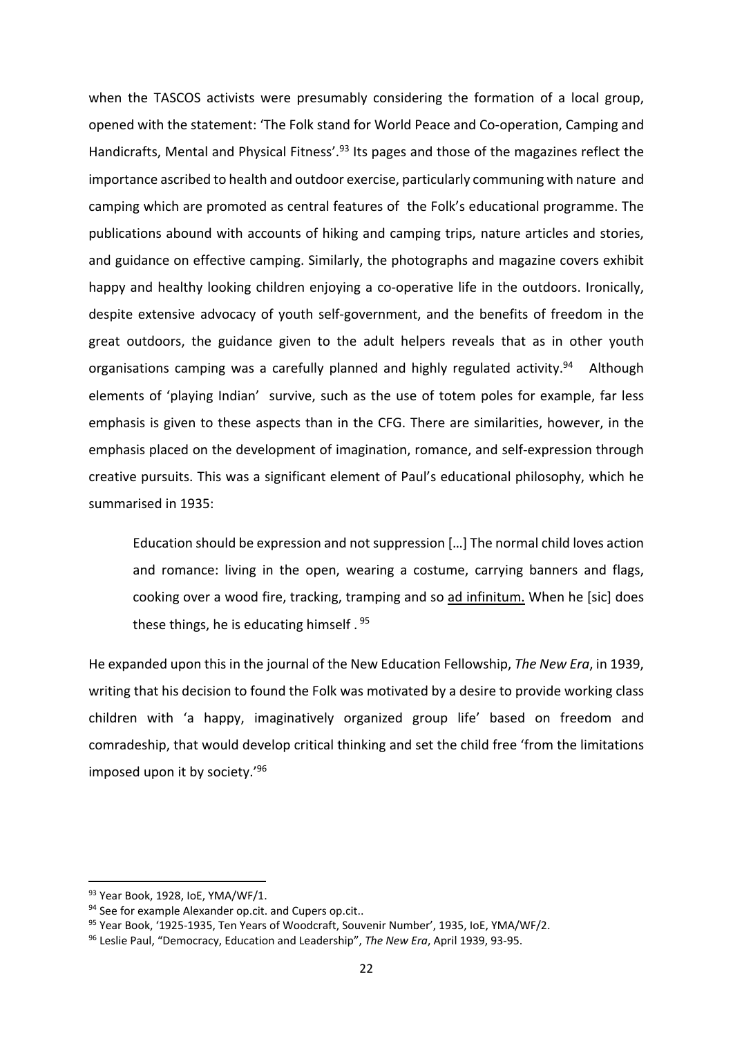when the TASCOS activists were presumably considering the formation of a local group, opened with the statement: 'The Folk stand for World Peace and Co-operation, Camping and Handicrafts, Mental and Physical Fitness'.[93] Its pages and those of the magazines reflect the importance ascribed to health and outdoor exercise, particularly communing with nature and camping which are promoted as central features of the Folk's educational programme. The publications abound with accounts of hiking and camping trips, nature articles and stories, and guidance on effective camping. Similarly, the photographs and magazine covers exhibit happy and healthy looking children enjoying a co-operative life in the outdoors. Ironically, despite extensive advocacy of youth self-government, and the benefits of freedom in the great outdoors, the guidance given to the adult helpers reveals that as in other youth organisations camping was a carefully planned and highly regulated activity.[94] Although elements of 'playing Indian' survive, such as the use of totem poles for example, far less emphasis is given to these aspects than in the CFG. There are similarities, however, in the emphasis placed on the development of imagination, romance, and self-expression through creative pursuits. This was a significant element of Paul's educational philosophy, which he summarised in 1935:

> Education should be expression and not suppression […] The normal child loves action and romance: living in the open, wearing a costume, carrying banners and flags, cooking over a wood fire, tracking, tramping and so <u>ad infinitum.</u> When he [sic] does these things, he is educating himself .[95]

He expanded upon this in the journal of the New Education Fellowship, *The New Era*, in 1939, writing that his decision to found the Folk was motivated by a desire to provide working class children with 'a happy, imaginatively organized group life' based on freedom and comradeship, that would develop critical thinking and set the child free 'from the limitations imposed upon it by society.'[96]

---

[93] Year Book, 1928, IoE, YMA/WF/1.

[94] See for example Alexander op.cit. and Cupers op.cit..

[95] Year Book, '1925-1935, Ten Years of Woodcraft, Souvenir Number', 1935, IoE, YMA/WF/2.

[96] Leslie Paul, "Democracy, Education and Leadership", *The New Era*, April 1939, 93-95.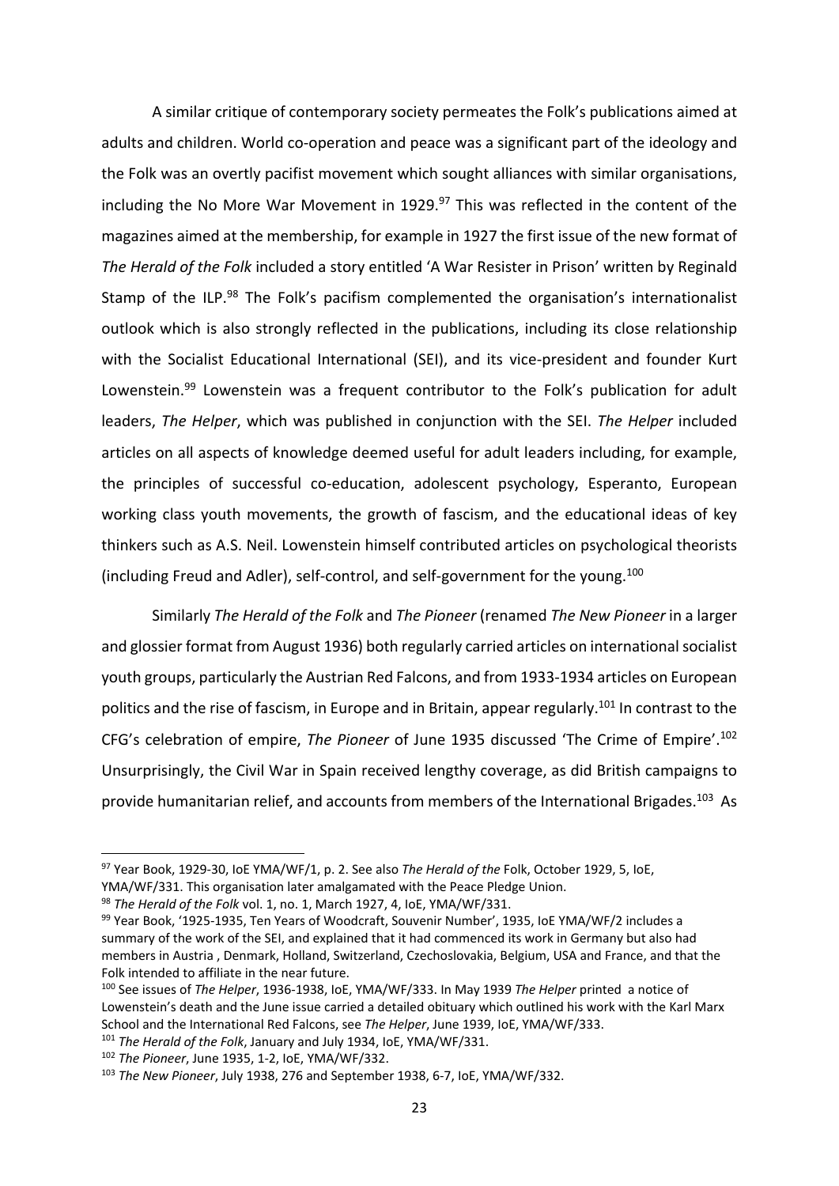A similar critique of contemporary society permeates the Folk's publications aimed at adults and children. World co-operation and peace was a significant part of the ideology and the Folk was an overtly pacifist movement which sought alliances with similar organisations, including the No More War Movement in 1929.[97] This was reflected in the content of the magazines aimed at the membership, for example in 1927 the first issue of the new format of *The Herald of the Folk* included a story entitled 'A War Resister in Prison' written by Reginald Stamp of the ILP.[98] The Folk's pacifism complemented the organisation's internationalist outlook which is also strongly reflected in the publications, including its close relationship with the Socialist Educational International (SEI), and its vice-president and founder Kurt Lowenstein.[99] Lowenstein was a frequent contributor to the Folk's publication for adult leaders, *The Helper*, which was published in conjunction with the SEI. *The Helper* included articles on all aspects of knowledge deemed useful for adult leaders including, for example, the principles of successful co-education, adolescent psychology, Esperanto, European working class youth movements, the growth of fascism, and the educational ideas of key thinkers such as A.S. Neil. Lowenstein himself contributed articles on psychological theorists (including Freud and Adler), self-control, and self-government for the young.[100]

Similarly *The Herald of the Folk* and *The Pioneer* (renamed *The New Pioneer* in a larger and glossier format from August 1936) both regularly carried articles on international socialist youth groups, particularly the Austrian Red Falcons, and from 1933-1934 articles on European politics and the rise of fascism, in Europe and in Britain, appear regularly.[101] In contrast to the CFG's celebration of empire, *The Pioneer* of June 1935 discussed 'The Crime of Empire'.[102] Unsurprisingly, the Civil War in Spain received lengthy coverage, as did British campaigns to provide humanitarian relief, and accounts from members of the International Brigades.[103] As

---

[97] Year Book, 1929-30, IoE YMA/WF/1, p. 2. See also *The Herald of the* Folk, October 1929, 5, IoE, YMA/WF/331. This organisation later amalgamated with the Peace Pledge Union.

[98] *The Herald of the Folk* vol. 1, no. 1, March 1927, 4, IoE, YMA/WF/331.

[99] Year Book, '1925-1935, Ten Years of Woodcraft, Souvenir Number', 1935, IoE YMA/WF/2 includes a summary of the work of the SEI, and explained that it had commenced its work in Germany but also had members in Austria , Denmark, Holland, Switzerland, Czechoslovakia, Belgium, USA and France, and that the Folk intended to affiliate in the near future.

[100] See issues of *The Helper*, 1936-1938, IoE, YMA/WF/333. In May 1939 *The Helper* printed a notice of Lowenstein's death and the June issue carried a detailed obituary which outlined his work with the Karl Marx School and the International Red Falcons, see *The Helper*, June 1939, IoE, YMA/WF/333.

[101] *The Herald of the Folk*, January and July 1934, IoE, YMA/WF/331.

[102] *The Pioneer*, June 1935, 1-2, IoE, YMA/WF/332.

[103] *The New Pioneer*, July 1938, 276 and September 1938, 6-7, IoE, YMA/WF/332.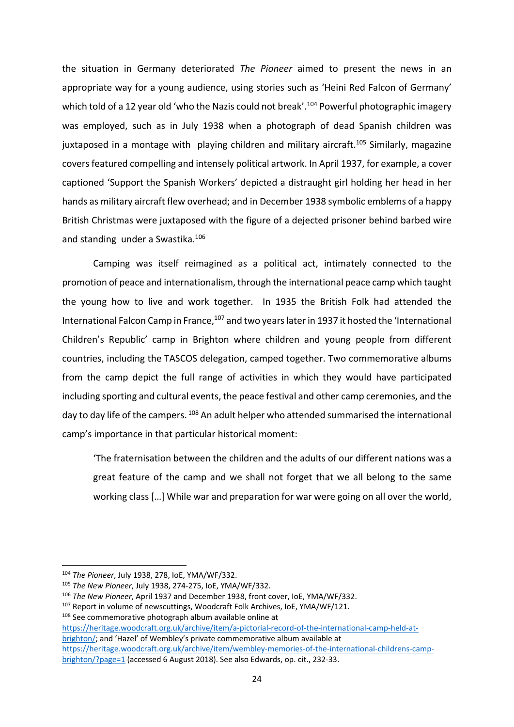the situation in Germany deteriorated *The Pioneer* aimed to present the news in an appropriate way for a young audience, using stories such as 'Heini Red Falcon of Germany' which told of a 12 year old 'who the Nazis could not break'.[104] Powerful photographic imagery was employed, such as in July 1938 when a photograph of dead Spanish children was juxtaposed in a montage with playing children and military aircraft.[105] Similarly, magazine covers featured compelling and intensely political artwork. In April 1937, for example, a cover captioned 'Support the Spanish Workers' depicted a distraught girl holding her head in her hands as military aircraft flew overhead; and in December 1938 symbolic emblems of a happy British Christmas were juxtaposed with the figure of a dejected prisoner behind barbed wire and standing under a Swastika.[106]

Camping was itself reimagined as a political act, intimately connected to the promotion of peace and internationalism, through the international peace camp which taught the young how to live and work together. In 1935 the British Folk had attended the International Falcon Camp in France,[107] and two years later in 1937 it hosted the 'International Children's Republic' camp in Brighton where children and young people from different countries, including the TASCOS delegation, camped together. Two commemorative albums from the camp depict the full range of activities in which they would have participated including sporting and cultural events, the peace festival and other camp ceremonies, and the day to day life of the campers.[108] An adult helper who attended summarised the international camp's importance in that particular historical moment:

> 'The fraternisation between the children and the adults of our different nations was a great feature of the camp and we shall not forget that we all belong to the same working class […] While war and preparation for war were going on all over the world,

---

[104] *The Pioneer*, July 1938, 278, IoE, YMA/WF/332.

[105] *The New Pioneer*, July 1938, 274-275, IoE, YMA/WF/332.

[106] *The New Pioneer*, April 1937 and December 1938, front cover, IoE, YMA/WF/332.

[107] Report in volume of newscuttings, Woodcraft Folk Archives, IoE, YMA/WF/121.

[108] See commemorative photograph album available online at https://heritage.woodcraft.org.uk/archive/item/a-pictorial-record-of-the-international-camp-held-at-brighton/; and 'Hazel' of Wembley's private commemorative album available at https://heritage.woodcraft.org.uk/archive/item/wembley-memories-of-the-international-childrens-camp-brighton/?page=1 (accessed 6 August 2018). See also Edwards, op. cit., 232-33.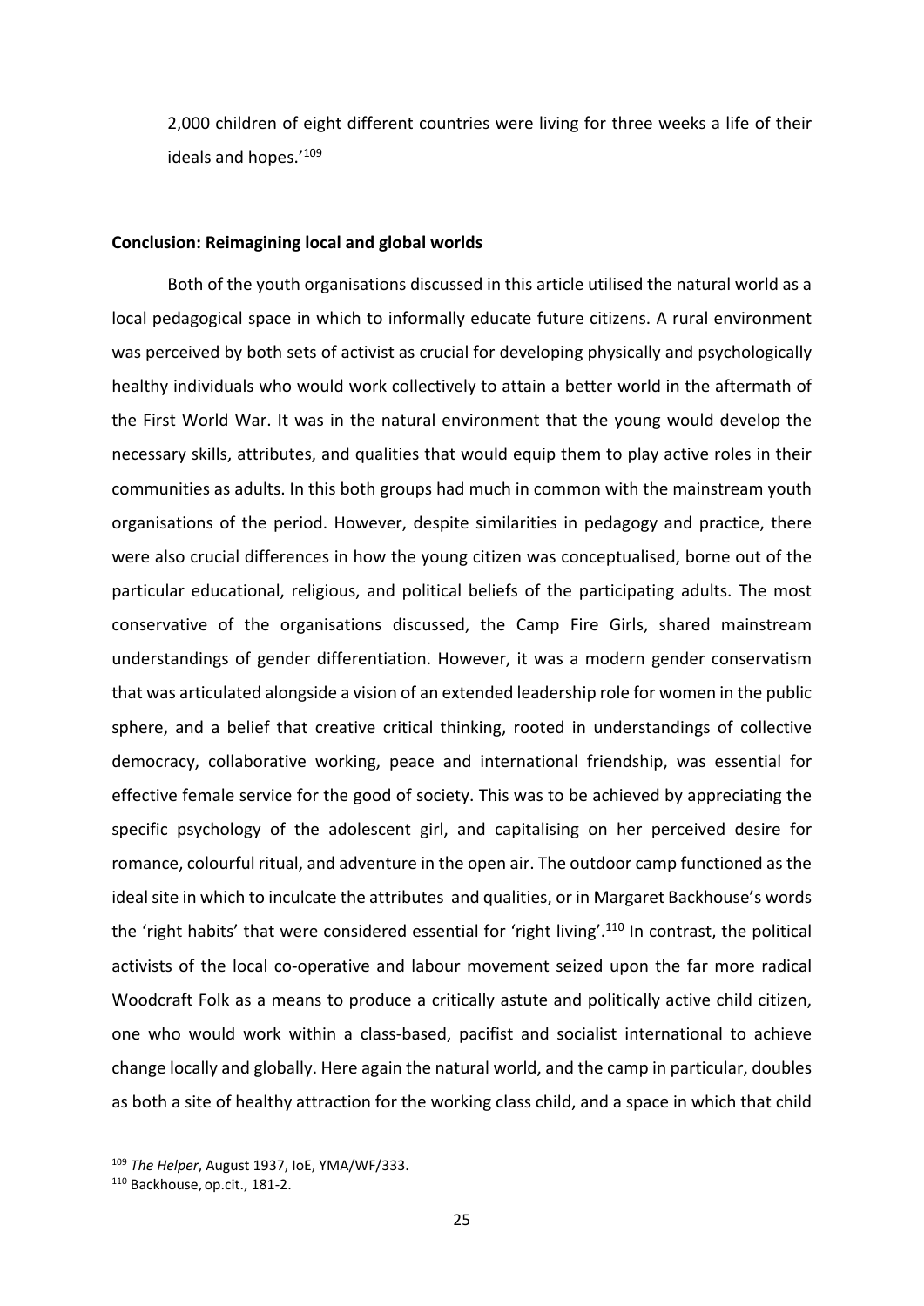2,000 children of eight different countries were living for three weeks a life of their ideals and hopes.'[109]

**Conclusion: Reimagining local and global worlds**

Both of the youth organisations discussed in this article utilised the natural world as a local pedagogical space in which to informally educate future citizens. A rural environment was perceived by both sets of activist as crucial for developing physically and psychologically healthy individuals who would work collectively to attain a better world in the aftermath of the First World War. It was in the natural environment that the young would develop the necessary skills, attributes, and qualities that would equip them to play active roles in their communities as adults. In this both groups had much in common with the mainstream youth organisations of the period. However, despite similarities in pedagogy and practice, there were also crucial differences in how the young citizen was conceptualised, borne out of the particular educational, religious, and political beliefs of the participating adults. The most conservative of the organisations discussed, the Camp Fire Girls, shared mainstream understandings of gender differentiation. However, it was a modern gender conservatism that was articulated alongside a vision of an extended leadership role for women in the public sphere, and a belief that creative critical thinking, rooted in understandings of collective democracy, collaborative working, peace and international friendship, was essential for effective female service for the good of society. This was to be achieved by appreciating the specific psychology of the adolescent girl, and capitalising on her perceived desire for romance, colourful ritual, and adventure in the open air. The outdoor camp functioned as the ideal site in which to inculcate the attributes and qualities, or in Margaret Backhouse's words the 'right habits' that were considered essential for 'right living'.[110] In contrast, the political activists of the local co-operative and labour movement seized upon the far more radical Woodcraft Folk as a means to produce a critically astute and politically active child citizen, one who would work within a class-based, pacifist and socialist international to achieve change locally and globally. Here again the natural world, and the camp in particular, doubles as both a site of healthy attraction for the working class child, and a space in which that child

[109] *The Helper*, August 1937, IoE, YMA/WF/333.

[110] Backhouse, op.cit., 181-2.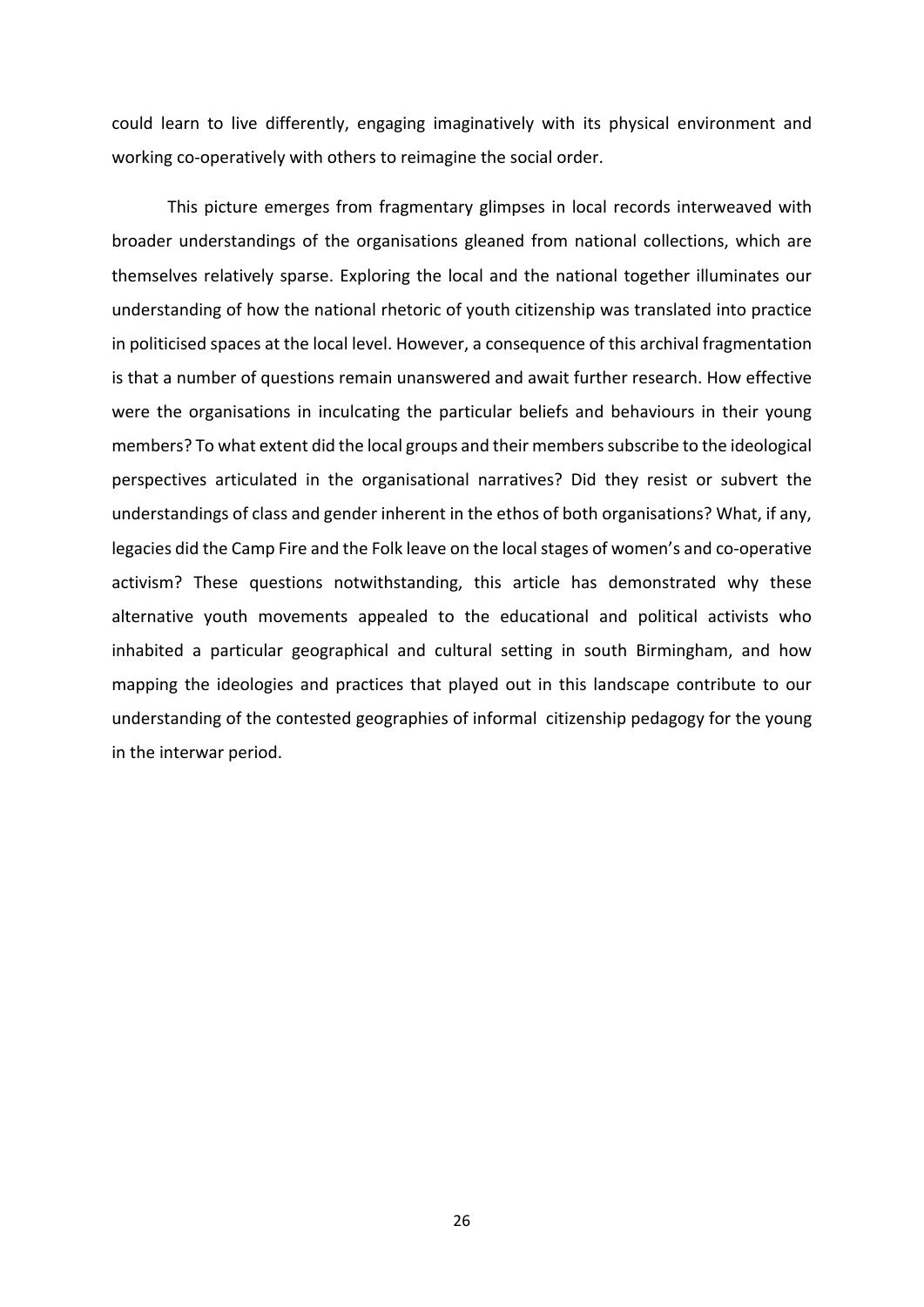could learn to live differently, engaging imaginatively with its physical environment and working co-operatively with others to reimagine the social order.

This picture emerges from fragmentary glimpses in local records interweaved with broader understandings of the organisations gleaned from national collections, which are themselves relatively sparse. Exploring the local and the national together illuminates our understanding of how the national rhetoric of youth citizenship was translated into practice in politicised spaces at the local level. However, a consequence of this archival fragmentation is that a number of questions remain unanswered and await further research. How effective were the organisations in inculcating the particular beliefs and behaviours in their young members? To what extent did the local groups and their members subscribe to the ideological perspectives articulated in the organisational narratives? Did they resist or subvert the understandings of class and gender inherent in the ethos of both organisations? What, if any, legacies did the Camp Fire and the Folk leave on the local stages of women's and co-operative activism? These questions notwithstanding, this article has demonstrated why these alternative youth movements appealed to the educational and political activists who inhabited a particular geographical and cultural setting in south Birmingham, and how mapping the ideologies and practices that played out in this landscape contribute to our understanding of the contested geographies of informal citizenship pedagogy for the young in the interwar period.